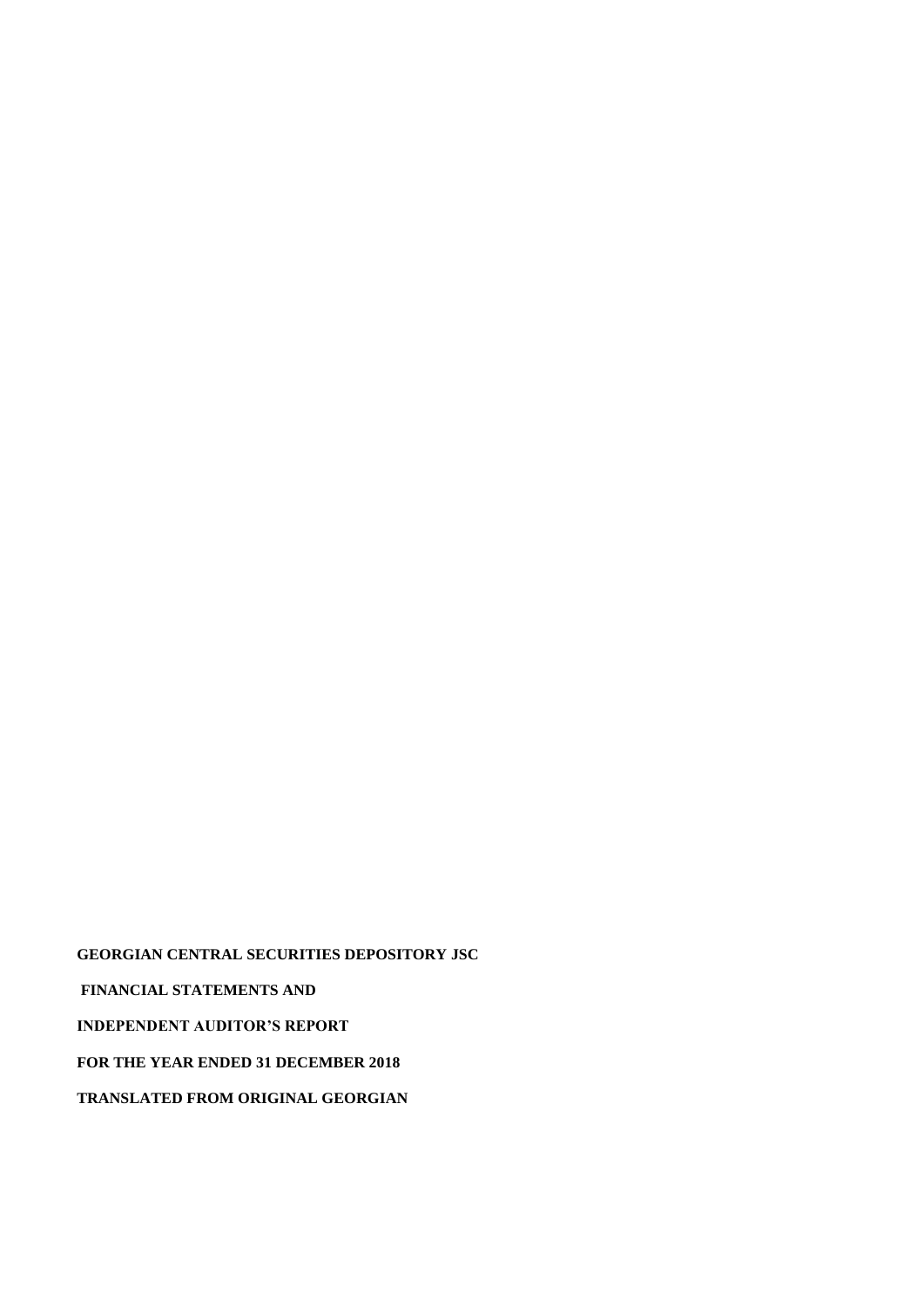**GEORGIAN CENTRAL SECURITIES DEPOSITORY JSC**

**FINANCIAL STATEMENTS AND**

**INDEPENDENT AUDITOR'S REPORT**

**FOR THE YEAR ENDED 31 DECEMBER 2018**

**TRANSLATED FROM ORIGINAL GEORGIAN**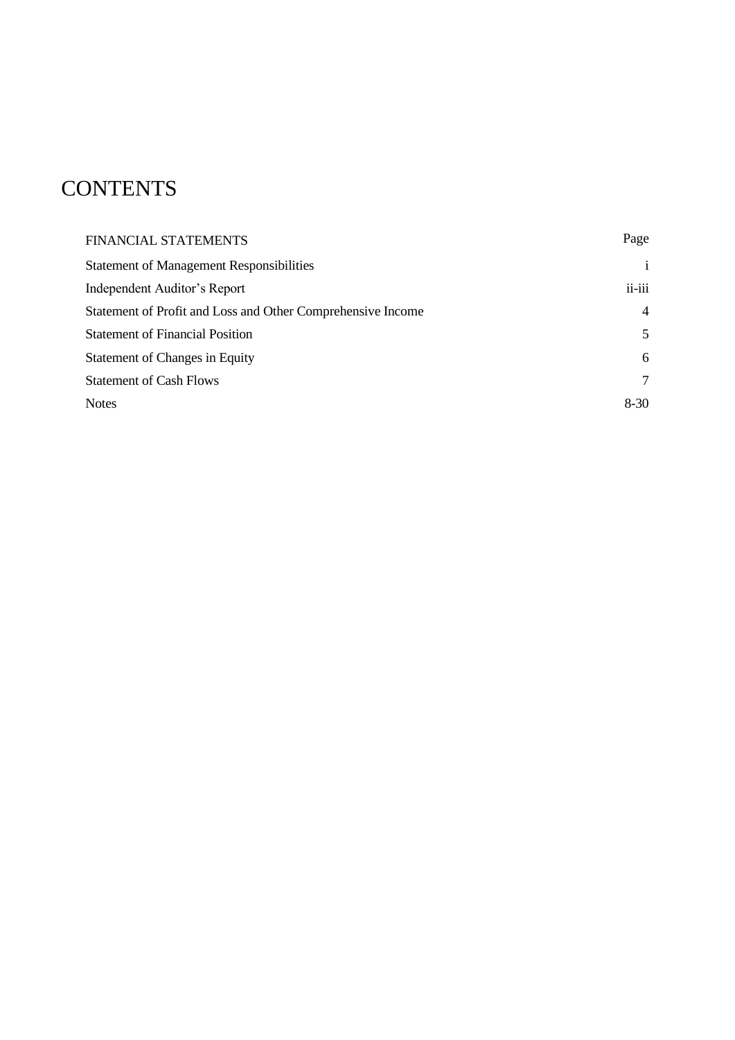# CONTENTS

| FINANCIAL STATEMENTS | Page |
| --- | --- |
| Statement of Management Responsibilities | i |
| Independent Auditor's Report | ii-iii |
| Statement of Profit and Loss and Other Comprehensive Income | 4 |
| Statement of Financial Position | 5 |
| Statement of Changes in Equity | 6 |
| Statement of Cash Flows | 7 |
| Notes | 8-30 |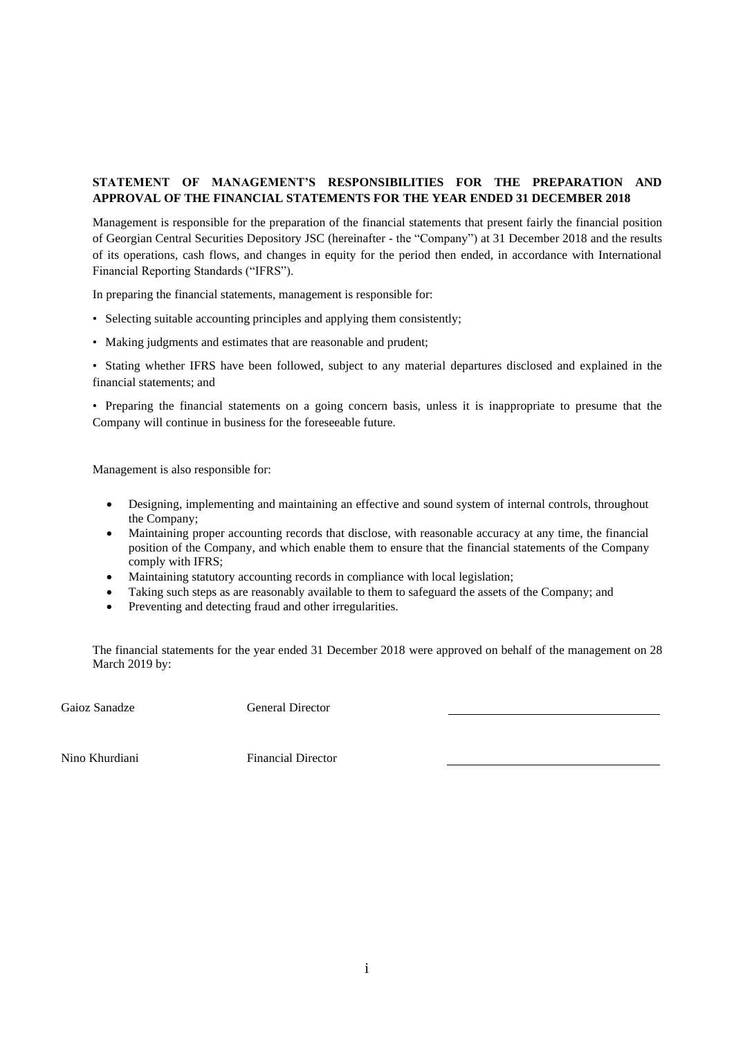**STATEMENT OF MANAGEMENT'S RESPONSIBILITIES FOR THE PREPARATION AND APPROVAL OF THE FINANCIAL STATEMENTS FOR THE YEAR ENDED 31 DECEMBER 2018**

Management is responsible for the preparation of the financial statements that present fairly the financial position of Georgian Central Securities Depository JSC (hereinafter - the "Company") at 31 December 2018 and the results of its operations, cash flows, and changes in equity for the period then ended, in accordance with International Financial Reporting Standards ("IFRS").

In preparing the financial statements, management is responsible for:

- Selecting suitable accounting principles and applying them consistently;
- Making judgments and estimates that are reasonable and prudent;
- Stating whether IFRS have been followed, subject to any material departures disclosed and explained in the financial statements; and
- Preparing the financial statements on a going concern basis, unless it is inappropriate to presume that the Company will continue in business for the foreseeable future.

Management is also responsible for:

- Designing, implementing and maintaining an effective and sound system of internal controls, throughout the Company;
- Maintaining proper accounting records that disclose, with reasonable accuracy at any time, the financial position of the Company, and which enable them to ensure that the financial statements of the Company comply with IFRS;
- Maintaining statutory accounting records in compliance with local legislation;
- Taking such steps as are reasonably available to them to safeguard the assets of the Company; and
- Preventing and detecting fraud and other irregularities.

The financial statements for the year ended 31 December 2018 were approved on behalf of the management on 28 March 2019 by:

| | | |
|---|---|---|
| Gaioz Sanadze | General Director | ______________________ |
| Nino Khurdiani | Financial Director | ______________________ |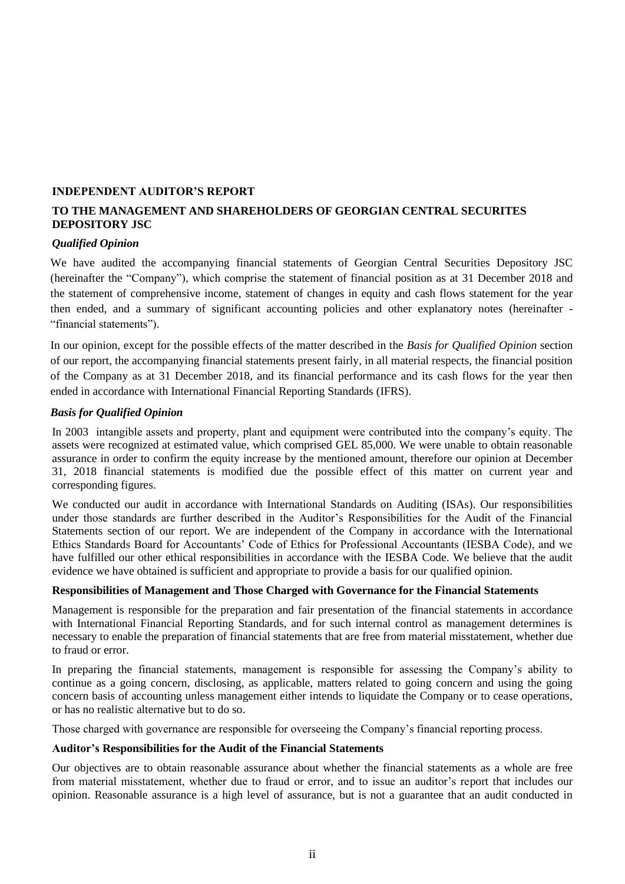## INDEPENDENT AUDITOR'S REPORT

## TO THE MANAGEMENT AND SHAREHOLDERS OF GEORGIAN CENTRAL SECURITES DEPOSITORY JSC

### *Qualified Opinion*

We have audited the accompanying financial statements of Georgian Central Securities Depository JSC (hereinafter the "Company"), which comprise the statement of financial position as at 31 December 2018 and the statement of comprehensive income, statement of changes in equity and cash flows statement for the year then ended, and a summary of significant accounting policies and other explanatory notes (hereinafter - "financial statements").

In our opinion, except for the possible effects of the matter described in the *Basis for Qualified Opinion* section of our report, the accompanying financial statements present fairly, in all material respects, the financial position of the Company as at 31 December 2018, and its financial performance and its cash flows for the year then ended in accordance with International Financial Reporting Standards (IFRS).

### *Basis for Qualified Opinion*

In 2003 intangible assets and property, plant and equipment were contributed into the company's equity. The assets were recognized at estimated value, which comprised GEL 85,000. We were unable to obtain reasonable assurance in order to confirm the equity increase by the mentioned amount, therefore our opinion at December 31, 2018 financial statements is modified due the possible effect of this matter on current year and corresponding figures.

We conducted our audit in accordance with International Standards on Auditing (ISAs). Our responsibilities under those standards are further described in the Auditor's Responsibilities for the Audit of the Financial Statements section of our report. We are independent of the Company in accordance with the International Ethics Standards Board for Accountants' Code of Ethics for Professional Accountants (IESBA Code), and we have fulfilled our other ethical responsibilities in accordance with the IESBA Code. We believe that the audit evidence we have obtained is sufficient and appropriate to provide a basis for our qualified opinion.

### Responsibilities of Management and Those Charged with Governance for the Financial Statements

Management is responsible for the preparation and fair presentation of the financial statements in accordance with International Financial Reporting Standards, and for such internal control as management determines is necessary to enable the preparation of financial statements that are free from material misstatement, whether due to fraud or error.

In preparing the financial statements, management is responsible for assessing the Company's ability to continue as a going concern, disclosing, as applicable, matters related to going concern and using the going concern basis of accounting unless management either intends to liquidate the Company or to cease operations, or has no realistic alternative but to do so.

Those charged with governance are responsible for overseeing the Company's financial reporting process.

### Auditor's Responsibilities for the Audit of the Financial Statements

Our objectives are to obtain reasonable assurance about whether the financial statements as a whole are free from material misstatement, whether due to fraud or error, and to issue an auditor's report that includes our opinion. Reasonable assurance is a high level of assurance, but is not a guarantee that an audit conducted in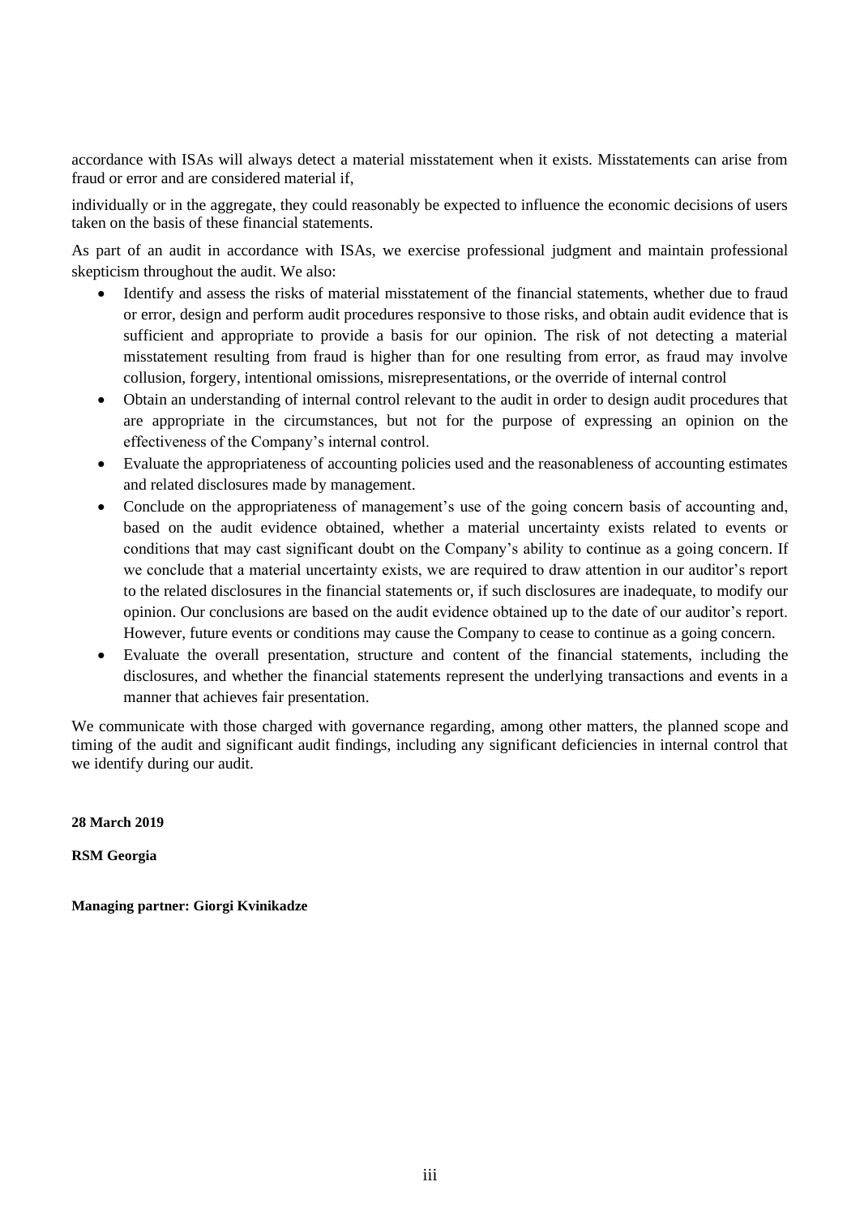accordance with ISAs will always detect a material misstatement when it exists. Misstatements can arise from fraud or error and are considered material if,

individually or in the aggregate, they could reasonably be expected to influence the economic decisions of users taken on the basis of these financial statements.

As part of an audit in accordance with ISAs, we exercise professional judgment and maintain professional skepticism throughout the audit. We also:

- Identify and assess the risks of material misstatement of the financial statements, whether due to fraud or error, design and perform audit procedures responsive to those risks, and obtain audit evidence that is sufficient and appropriate to provide a basis for our opinion. The risk of not detecting a material misstatement resulting from fraud is higher than for one resulting from error, as fraud may involve collusion, forgery, intentional omissions, misrepresentations, or the override of internal control
- Obtain an understanding of internal control relevant to the audit in order to design audit procedures that are appropriate in the circumstances, but not for the purpose of expressing an opinion on the effectiveness of the Company's internal control.
- Evaluate the appropriateness of accounting policies used and the reasonableness of accounting estimates and related disclosures made by management.
- Conclude on the appropriateness of management's use of the going concern basis of accounting and, based on the audit evidence obtained, whether a material uncertainty exists related to events or conditions that may cast significant doubt on the Company's ability to continue as a going concern. If we conclude that a material uncertainty exists, we are required to draw attention in our auditor's report to the related disclosures in the financial statements or, if such disclosures are inadequate, to modify our opinion. Our conclusions are based on the audit evidence obtained up to the date of our auditor's report. However, future events or conditions may cause the Company to cease to continue as a going concern.
- Evaluate the overall presentation, structure and content of the financial statements, including the disclosures, and whether the financial statements represent the underlying transactions and events in a manner that achieves fair presentation.

We communicate with those charged with governance regarding, among other matters, the planned scope and timing of the audit and significant audit findings, including any significant deficiencies in internal control that we identify during our audit.

**28 March 2019**

**RSM Georgia**

**Managing partner: Giorgi Kvinikadze**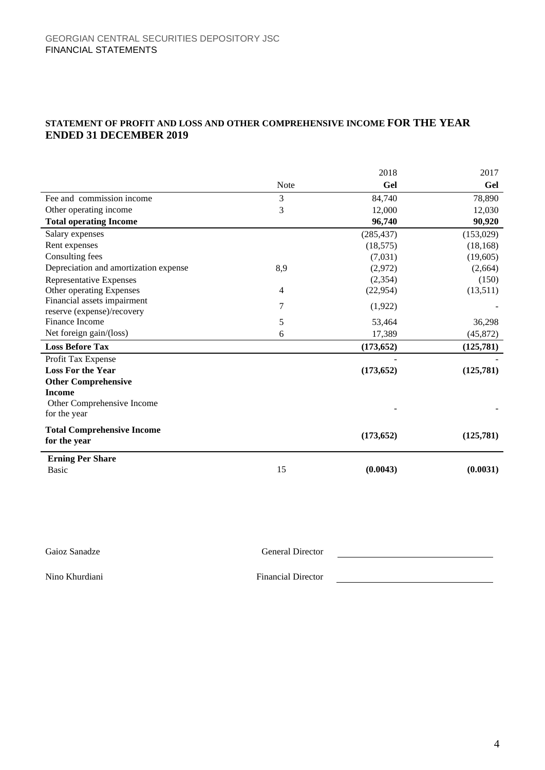GEORGIAN CENTRAL SECURITIES DEPOSITORY JSC
FINANCIAL STATEMENTS

## STATEMENT OF PROFIT AND LOSS AND OTHER COMPREHENSIVE INCOME FOR THE YEAR ENDED 31 DECEMBER 2019

| | Note | 2018 Gel | 2017 Gel |
|---|---|---|---|
| Fee and commission income | 3 | 84,740 | 78,890 |
| Other operating income | 3 | 12,000 | 12,030 |
| **Total operating Income** | | **96,740** | **90,920** |
| Salary expenses | | (285,437) | (153,029) |
| Rent expenses | | (18,575) | (18,168) |
| Consulting fees | | (7,031) | (19,605) |
| Depreciation and amortization expense | 8,9 | (2,972) | (2,664) |
| Representative Expenses | | (2,354) | (150) |
| Other operating Expenses | 4 | (22,954) | (13,511) |
| Financial assets impairment reserve (expense)/recovery | 7 | (1,922) | - |
| Finance Income | 5 | 53,464 | 36,298 |
| Net foreign gain/(loss) | 6 | 17,389 | (45,872) |
| **Loss Before Tax** | | **(173,652)** | **(125,781)** |
| Profit Tax Expense | | - | - |
| **Loss For the Year** | | **(173,652)** | **(125,781)** |
| **Other Comprehensive Income** | | | |
| Other Comprehensive Income for the year | | - | - |
| **Total Comprehensive Income for the year** | | **(173,652)** | **(125,781)** |
| **Erning Per Share** | | | |
| Basic | 15 | **(0.0043)** | **(0.0031)** |

Gaioz Sanadze — General Director

Nino Khurdiani — Financial Director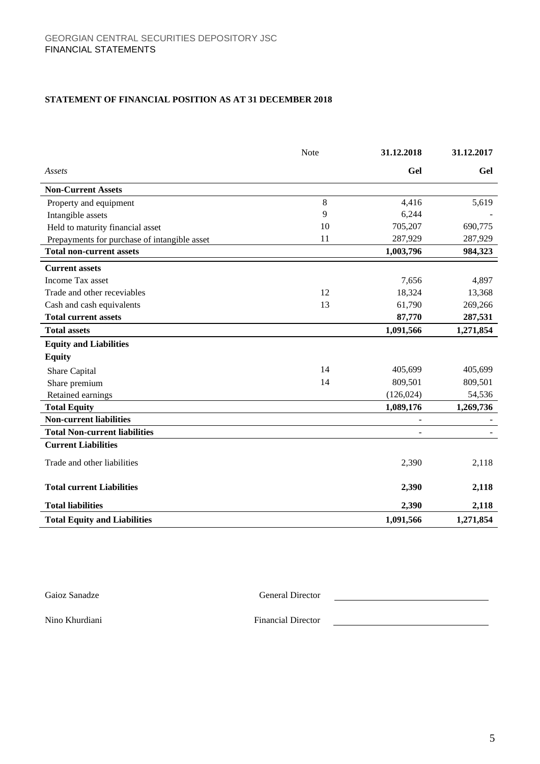GEORGIAN CENTRAL SECURITIES DEPOSITORY JSC
FINANCIAL STATEMENTS

**STATEMENT OF FINANCIAL POSITION AS AT 31 DECEMBER 2018**

| | Note | 31.12.2018 | 31.12.2017 |
|---|---|---|---|
| *Assets* | | **Gel** | **Gel** |
| **Non-Current Assets** | | | |
| Property and equipment | 8 | 4,416 | 5,619 |
| Intangible assets | 9 | 6,244 | - |
| Held to maturity financial asset | 10 | 705,207 | 690,775 |
| Prepayments for purchase of intangible asset | 11 | 287,929 | 287,929 |
| **Total non-current assets** | | **1,003,796** | **984,323** |
| **Current assets** | | | |
| Income Tax asset | | 7,656 | 4,897 |
| Trade and other receivables | 12 | 18,324 | 13,368 |
| Cash and cash equivalents | 13 | 61,790 | 269,266 |
| **Total current assets** | | **87,770** | **287,531** |
| **Total assets** | | **1,091,566** | **1,271,854** |
| **Equity and Liabilities** | | | |
| **Equity** | | | |
| Share Capital | 14 | 405,699 | 405,699 |
| Share premium | 14 | 809,501 | 809,501 |
| Retained earnings | | (126,024) | 54,536 |
| **Total Equity** | | **1,089,176** | **1,269,736** |
| **Non-current liabilities** | | - | - |
| **Total Non-current liabilities** | | - | - |
| **Current Liabilities** | | | |
| Trade and other liabilities | | 2,390 | 2,118 |
| **Total current Liabilities** | | **2,390** | **2,118** |
| **Total liabilities** | | **2,390** | **2,118** |
| **Total Equity and Liabilities** | | **1,091,566** | **1,271,854** |

Gaioz Sanadze — General Director ______________________

Nino Khurdiani — Financial Director ______________________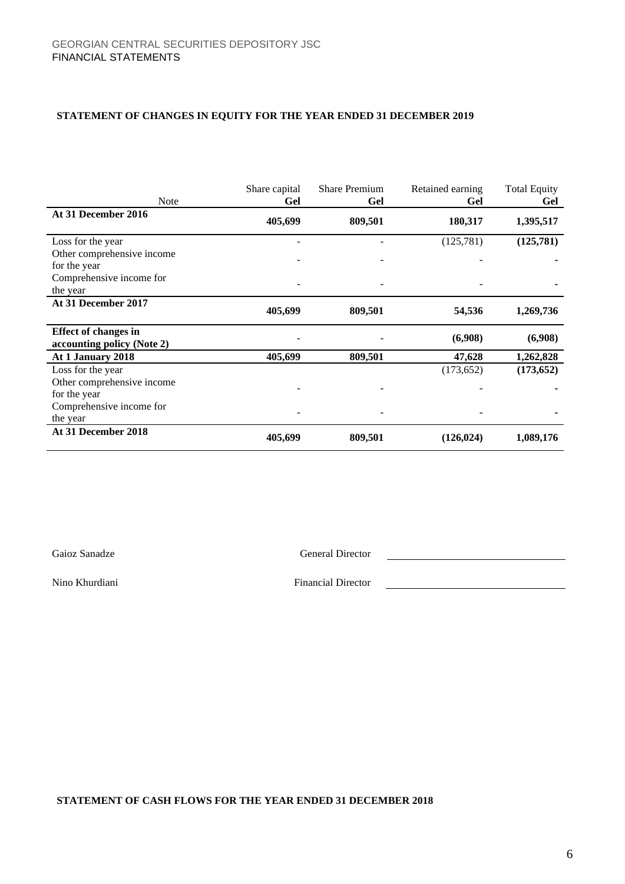GEORGIAN CENTRAL SECURITIES DEPOSITORY JSC
FINANCIAL STATEMENTS

**STATEMENT OF CHANGES IN EQUITY FOR THE YEAR ENDED 31 DECEMBER 2019**

| Note | Share capital Gel | Share Premium Gel | Retained earning Gel | Total Equity Gel |
|---|---|---|---|---|
| **At 31 December 2016** | **405,699** | **809,501** | **180,317** | **1,395,517** |
| Loss for the year | - | - | (125,781) | **(125,781)** |
| Other comprehensive income for the year | - | - | - | **-** |
| Comprehensive income for the year | - | - | - | **-** |
| **At 31 December 2017** | **405,699** | **809,501** | **54,536** | **1,269,736** |
| **Effect of changes in accounting policy (Note 2)** | **-** | **-** | **(6,908)** | **(6,908)** |
| **At 1 January 2018** | **405,699** | **809,501** | **47,628** | **1,262,828** |
| Loss for the year | | | (173,652) | **(173,652)** |
| Other comprehensive income for the year | - | - | - | **-** |
| Comprehensive income for the year | - | - | - | **-** |
| **At 31 December 2018** | **405,699** | **809,501** | **(126,024)** | **1,089,176** |

Gaioz Sanadze General Director

Nino Khurdiani Financial Director

**STATEMENT OF CASH FLOWS FOR THE YEAR ENDED 31 DECEMBER 2018**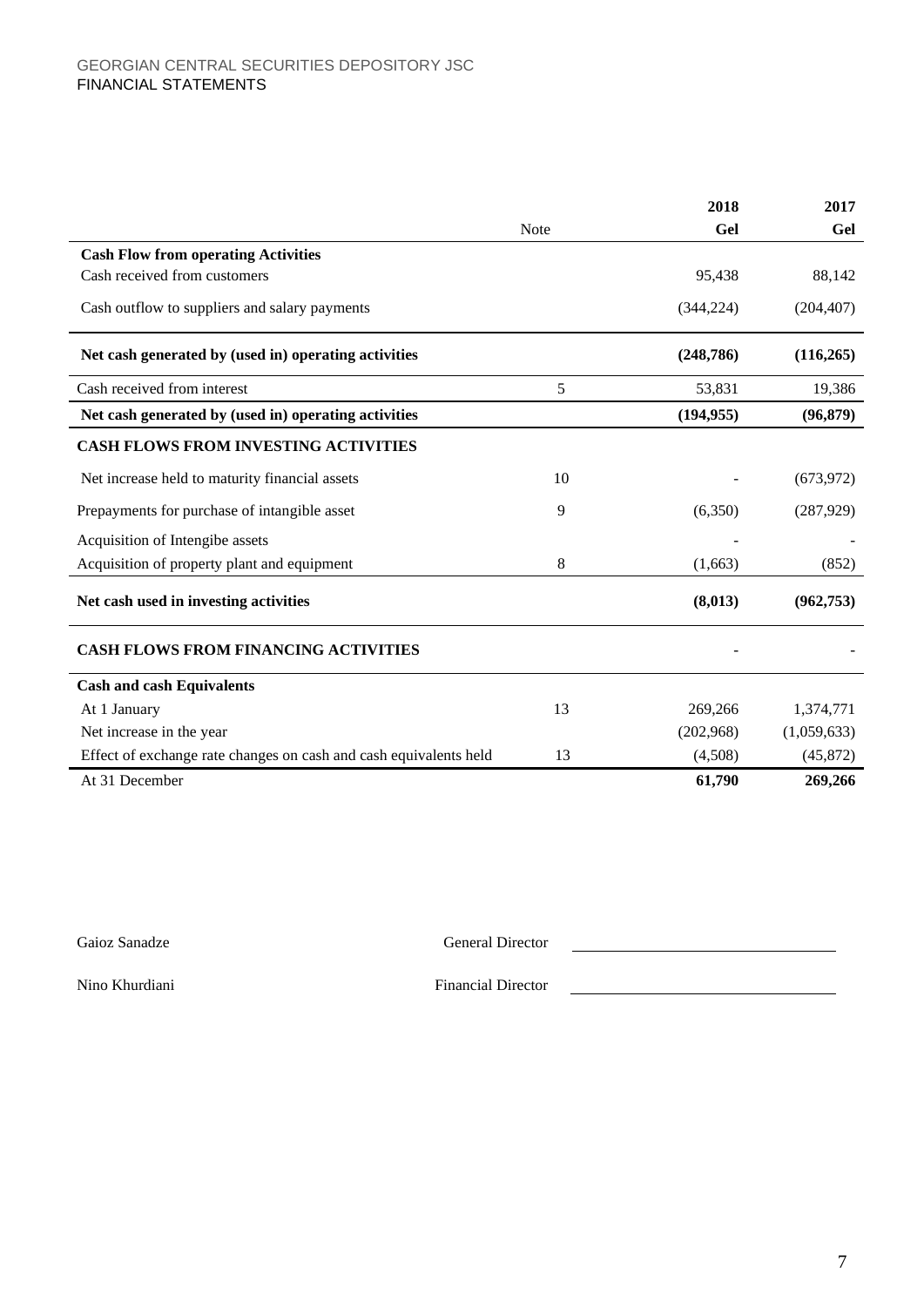GEORGIAN CENTRAL SECURITIES DEPOSITORY JSC
FINANCIAL STATEMENTS

| | Note | 2018 Gel | 2017 Gel |
|---|---|---|---|
| **Cash Flow from operating Activities** | | | |
| Cash received from customers | | 95,438 | 88,142 |
| Cash outflow to suppliers and salary payments | | (344,224) | (204,407) |
| **Net cash generated by (used in) operating activities** | | **(248,786)** | **(116,265)** |
| Cash received from interest | 5 | 53,831 | 19,386 |
| **Net cash generated by (used in) operating activities** | | **(194,955)** | **(96,879)** |
| **CASH FLOWS FROM INVESTING ACTIVITIES** | | | |
| Net increase held to maturity financial assets | 10 | - | (673,972) |
| Prepayments for purchase of intangible asset | 9 | (6,350) | (287,929) |
| Acquisition of Intengibe assets | | - | - |
| Acquisition of property plant and equipment | 8 | (1,663) | (852) |
| **Net cash used in investing activities** | | **(8,013)** | **(962,753)** |
| **CASH FLOWS FROM FINANCING ACTIVITIES** | | - | - |
| **Cash and cash Equivalents** | | | |
| At 1 January | 13 | 269,266 | 1,374,771 |
| Net increase in the year | | (202,968) | (1,059,633) |
| Effect of exchange rate changes on cash and cash equivalents held | 13 | (4,508) | (45,872) |
| At 31 December | | **61,790** | **269,266** |

Gaioz Sanadze — General Director ______________________

Nino Khurdiani — Financial Director ______________________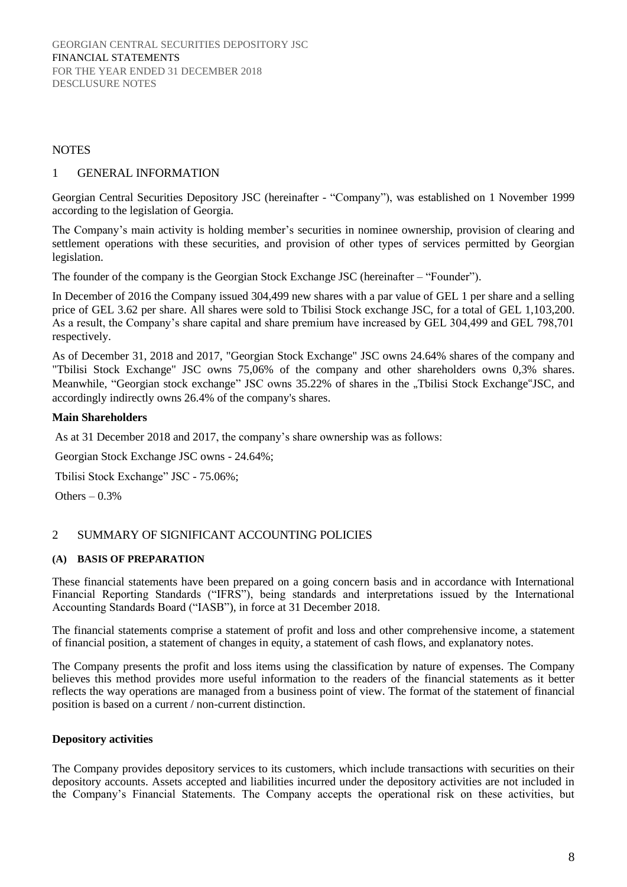NOTES

## 1 GENERAL INFORMATION

Georgian Central Securities Depository JSC (hereinafter - "Company"), was established on 1 November 1999 according to the legislation of Georgia.

The Company's main activity is holding member's securities in nominee ownership, provision of clearing and settlement operations with these securities, and provision of other types of services permitted by Georgian legislation.

The founder of the company is the Georgian Stock Exchange JSC (hereinafter – "Founder").

In December of 2016 the Company issued 304,499 new shares with a par value of GEL 1 per share and a selling price of GEL 3.62 per share. All shares were sold to Tbilisi Stock exchange JSC, for a total of GEL 1,103,200. As a result, the Company's share capital and share premium have increased by GEL 304,499 and GEL 798,701 respectively.

As of December 31, 2018 and 2017, "Georgian Stock Exchange" JSC owns 24.64% shares of the company and "Tbilisi Stock Exchange" JSC owns 75,06% of the company and other shareholders owns 0,3% shares. Meanwhile, "Georgian stock exchange" JSC owns 35.22% of shares in the „Tbilisi Stock Exchange"JSC, and accordingly indirectly owns 26.4% of the company's shares.

**Main Shareholders**

As at 31 December 2018 and 2017, the company's share ownership was as follows:

Georgian Stock Exchange JSC owns - 24.64%;

Tbilisi Stock Exchange" JSC - 75.06%;

Others – 0.3%

## 2 SUMMARY OF SIGNIFICANT ACCOUNTING POLICIES

### (A) BASIS OF PREPARATION

These financial statements have been prepared on a going concern basis and in accordance with International Financial Reporting Standards ("IFRS"), being standards and interpretations issued by the International Accounting Standards Board ("IASB"), in force at 31 December 2018.

The financial statements comprise a statement of profit and loss and other comprehensive income, a statement of financial position, a statement of changes in equity, a statement of cash flows, and explanatory notes.

The Company presents the profit and loss items using the classification by nature of expenses. The Company believes this method provides more useful information to the readers of the financial statements as it better reflects the way operations are managed from a business point of view. The format of the statement of financial position is based on a current / non-current distinction.

**Depository activities**

The Company provides depository services to its customers, which include transactions with securities on their depository accounts. Assets accepted and liabilities incurred under the depository activities are not included in the Company's Financial Statements. The Company accepts the operational risk on these activities, but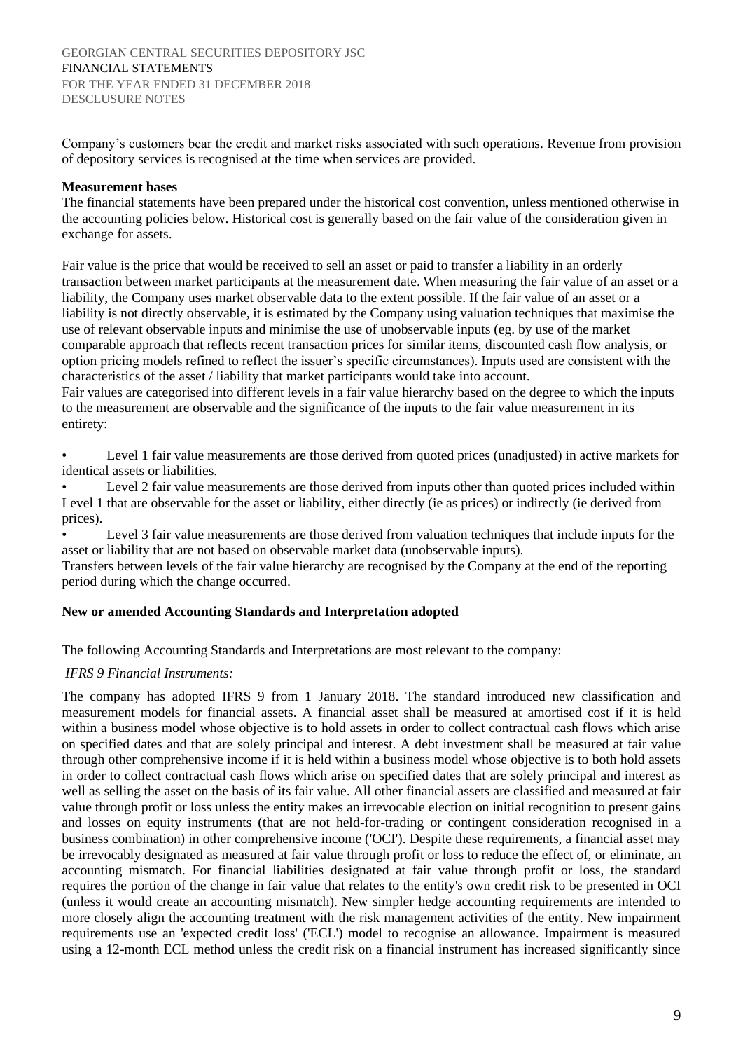Company's customers bear the credit and market risks associated with such operations. Revenue from provision of depository services is recognised at the time when services are provided.

**Measurement bases**

The financial statements have been prepared under the historical cost convention, unless mentioned otherwise in the accounting policies below. Historical cost is generally based on the fair value of the consideration given in exchange for assets.

Fair value is the price that would be received to sell an asset or paid to transfer a liability in an orderly transaction between market participants at the measurement date. When measuring the fair value of an asset or a liability, the Company uses market observable data to the extent possible. If the fair value of an asset or a liability is not directly observable, it is estimated by the Company using valuation techniques that maximise the use of relevant observable inputs and minimise the use of unobservable inputs (eg. by use of the market comparable approach that reflects recent transaction prices for similar items, discounted cash flow analysis, or option pricing models refined to reflect the issuer's specific circumstances). Inputs used are consistent with the characteristics of the asset / liability that market participants would take into account.

Fair values are categorised into different levels in a fair value hierarchy based on the degree to which the inputs to the measurement are observable and the significance of the inputs to the fair value measurement in its entirety:

- Level 1 fair value measurements are those derived from quoted prices (unadjusted) in active markets for identical assets or liabilities.
- Level 2 fair value measurements are those derived from inputs other than quoted prices included within Level 1 that are observable for the asset or liability, either directly (ie as prices) or indirectly (ie derived from prices).
- Level 3 fair value measurements are those derived from valuation techniques that include inputs for the asset or liability that are not based on observable market data (unobservable inputs).

Transfers between levels of the fair value hierarchy are recognised by the Company at the end of the reporting period during which the change occurred.

**New or amended Accounting Standards and Interpretation adopted**

The following Accounting Standards and Interpretations are most relevant to the company:

*IFRS 9 Financial Instruments:*

The company has adopted IFRS 9 from 1 January 2018. The standard introduced new classification and measurement models for financial assets. A financial asset shall be measured at amortised cost if it is held within a business model whose objective is to hold assets in order to collect contractual cash flows which arise on specified dates and that are solely principal and interest. A debt investment shall be measured at fair value through other comprehensive income if it is held within a business model whose objective is to both hold assets in order to collect contractual cash flows which arise on specified dates that are solely principal and interest as well as selling the asset on the basis of its fair value. All other financial assets are classified and measured at fair value through profit or loss unless the entity makes an irrevocable election on initial recognition to present gains and losses on equity instruments (that are not held-for-trading or contingent consideration recognised in a business combination) in other comprehensive income ('OCI'). Despite these requirements, a financial asset may be irrevocably designated as measured at fair value through profit or loss to reduce the effect of, or eliminate, an accounting mismatch. For financial liabilities designated at fair value through profit or loss, the standard requires the portion of the change in fair value that relates to the entity's own credit risk to be presented in OCI (unless it would create an accounting mismatch). New simpler hedge accounting requirements are intended to more closely align the accounting treatment with the risk management activities of the entity. New impairment requirements use an 'expected credit loss' ('ECL') model to recognise an allowance. Impairment is measured using a 12-month ECL method unless the credit risk on a financial instrument has increased significantly since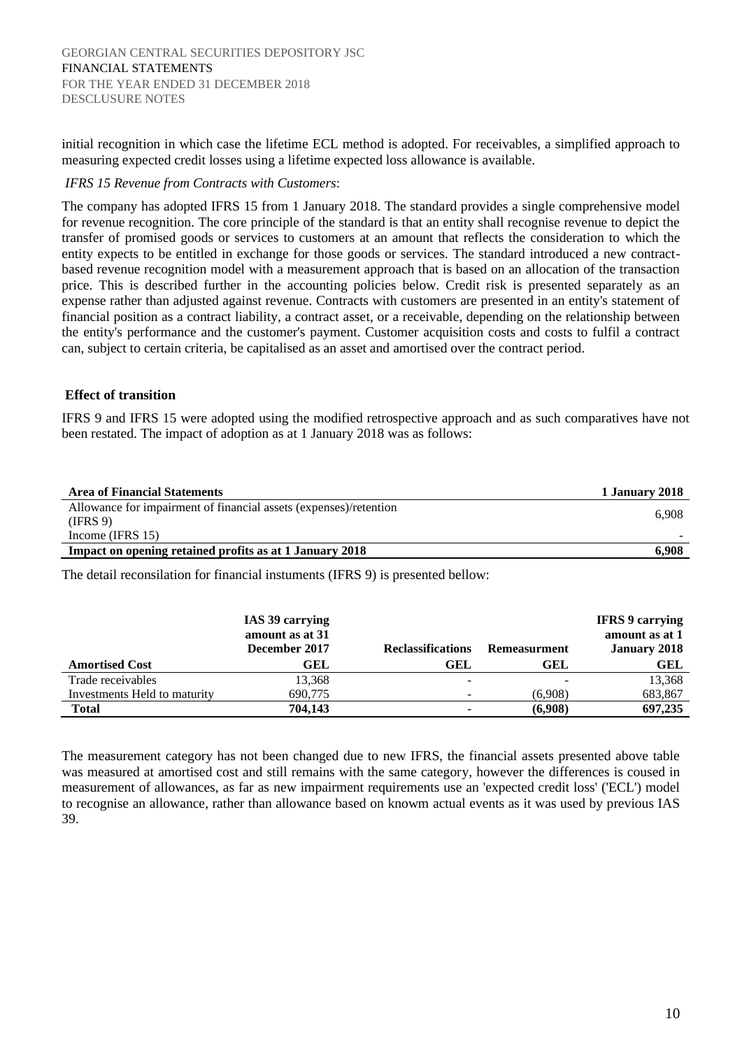initial recognition in which case the lifetime ECL method is adopted. For receivables, a simplified approach to measuring expected credit losses using a lifetime expected loss allowance is available.

*IFRS 15 Revenue from Contracts with Customers*:

The company has adopted IFRS 15 from 1 January 2018. The standard provides a single comprehensive model for revenue recognition. The core principle of the standard is that an entity shall recognise revenue to depict the transfer of promised goods or services to customers at an amount that reflects the consideration to which the entity expects to be entitled in exchange for those goods or services. The standard introduced a new contract-based revenue recognition model with a measurement approach that is based on an allocation of the transaction price. This is described further in the accounting policies below. Credit risk is presented separately as an expense rather than adjusted against revenue. Contracts with customers are presented in an entity's statement of financial position as a contract liability, a contract asset, or a receivable, depending on the relationship between the entity's performance and the customer's payment. Customer acquisition costs and costs to fulfil a contract can, subject to certain criteria, be capitalised as an asset and amortised over the contract period.

**Effect of transition**

IFRS 9 and IFRS 15 were adopted using the modified retrospective approach and as such comparatives have not been restated. The impact of adoption as at 1 January 2018 was as follows:

| **Area of Financial Statements** | **1 January 2018** |
|---|---|
| Allowance for impairment of financial assets (expenses)/retention (IFRS 9) | 6,908 |
| Income (IFRS 15) | - |
| **Impact on opening retained profits as at 1 January 2018** | **6,908** |

The detail reconsilation for financial instuments (IFRS 9) is presented bellow:

| **Amortised Cost** | **IAS 39 carrying amount as at 31 December 2017**<br>**GEL** | **Reclassifications**<br>**GEL** | **Remeasurment**<br>**GEL** | **IFRS 9 carrying amount as at 1 January 2018**<br>**GEL** |
|---|---|---|---|---|
| Trade receivables | 13,368 | - | - | 13,368 |
| Investments Held to maturity | 690,775 | - | (6,908) | 683,867 |
| **Total** | **704,143** | **-** | **(6,908)** | **697,235** |

The measurement category has not been changed due to new IFRS, the financial assets presented above table was measured at amortised cost and still remains with the same category, however the differences is coused in measurement of allowances, as far as new impairment requirements use an 'expected credit loss' ('ECL') model to recognise an allowance, rather than allowance based on knowm actual events as it was used by previous IAS 39.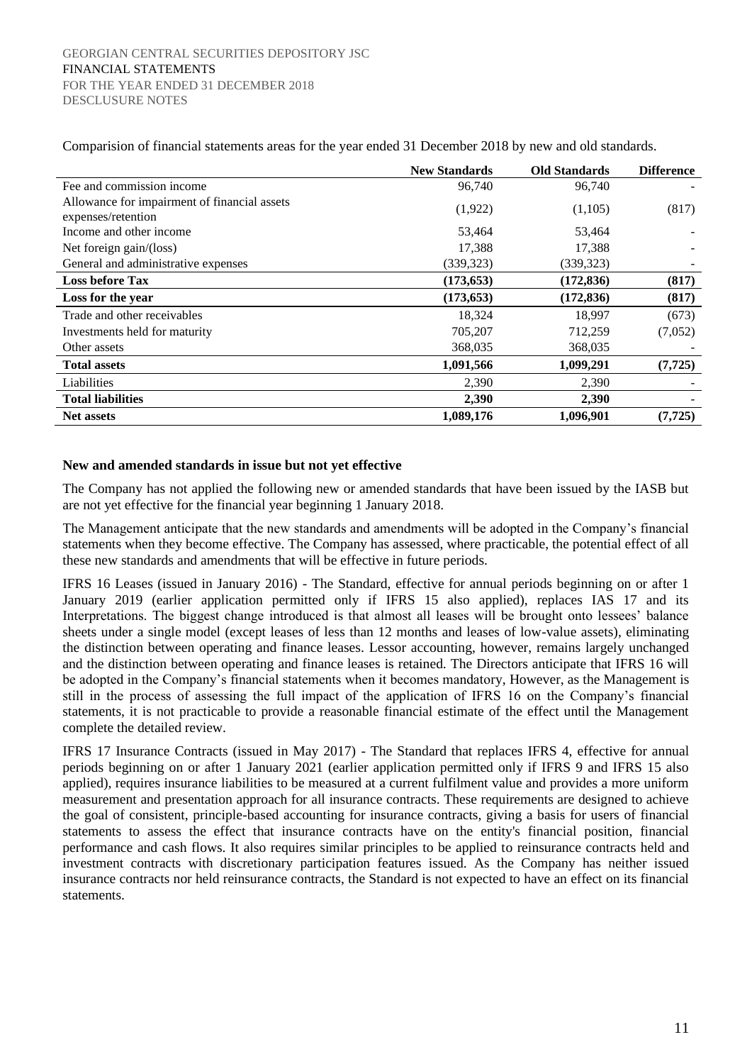Comparision of financial statements areas for the year ended 31 December 2018 by new and old standards.

| | New Standards | Old Standards | Difference |
|---|---|---|---|
| Fee and commission income | 96,740 | 96,740 | - |
| Allowance for impairment of financial assets expenses/retention | (1,922) | (1,105) | (817) |
| Income and other income | 53,464 | 53,464 | - |
| Net foreign gain/(loss) | 17,388 | 17,388 | - |
| General and administrative expenses | (339,323) | (339,323) | - |
| **Loss before Tax** | **(173,653)** | **(172,836)** | **(817)** |
| **Loss for the year** | **(173,653)** | **(172,836)** | **(817)** |
| Trade and other receivables | 18,324 | 18,997 | (673) |
| Investments held for maturity | 705,207 | 712,259 | (7,052) |
| Other assets | 368,035 | 368,035 | - |
| **Total assets** | **1,091,566** | **1,099,291** | **(7,725)** |
| Liabilities | 2,390 | 2,390 | - |
| **Total liabilities** | **2,390** | **2,390** | - |
| **Net assets** | **1,089,176** | **1,096,901** | **(7,725)** |

**New and amended standards in issue but not yet effective**

The Company has not applied the following new or amended standards that have been issued by the IASB but are not yet effective for the financial year beginning 1 January 2018.

The Management anticipate that the new standards and amendments will be adopted in the Company's financial statements when they become effective. The Company has assessed, where practicable, the potential effect of all these new standards and amendments that will be effective in future periods.

IFRS 16 Leases (issued in January 2016) - The Standard, effective for annual periods beginning on or after 1 January 2019 (earlier application permitted only if IFRS 15 also applied), replaces IAS 17 and its Interpretations. The biggest change introduced is that almost all leases will be brought onto lessees' balance sheets under a single model (except leases of less than 12 months and leases of low-value assets), eliminating the distinction between operating and finance leases. Lessor accounting, however, remains largely unchanged and the distinction between operating and finance leases is retained. The Directors anticipate that IFRS 16 will be adopted in the Company's financial statements when it becomes mandatory, However, as the Management is still in the process of assessing the full impact of the application of IFRS 16 on the Company's financial statements, it is not practicable to provide a reasonable financial estimate of the effect until the Management complete the detailed review.

IFRS 17 Insurance Contracts (issued in May 2017) - The Standard that replaces IFRS 4, effective for annual periods beginning on or after 1 January 2021 (earlier application permitted only if IFRS 9 and IFRS 15 also applied), requires insurance liabilities to be measured at a current fulfilment value and provides a more uniform measurement and presentation approach for all insurance contracts. These requirements are designed to achieve the goal of consistent, principle-based accounting for insurance contracts, giving a basis for users of financial statements to assess the effect that insurance contracts have on the entity's financial position, financial performance and cash flows. It also requires similar principles to be applied to reinsurance contracts held and investment contracts with discretionary participation features issued. As the Company has neither issued insurance contracts nor held reinsurance contracts, the Standard is not expected to have an effect on its financial statements.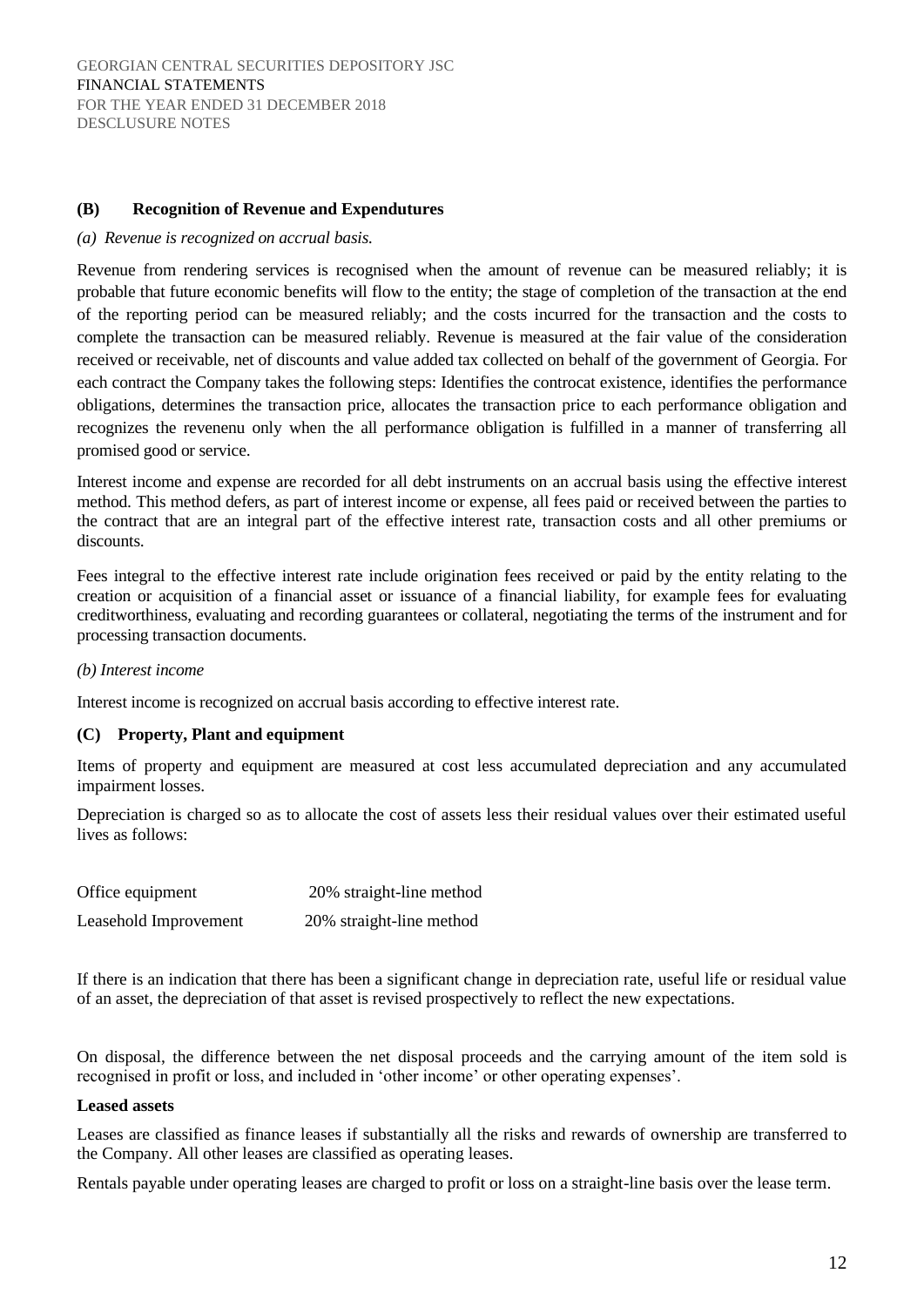### (B) Recognition of Revenue and Expendutures

*(a) Revenue is recognized on accrual basis.*

Revenue from rendering services is recognised when the amount of revenue can be measured reliably; it is probable that future economic benefits will flow to the entity; the stage of completion of the transaction at the end of the reporting period can be measured reliably; and the costs incurred for the transaction and the costs to complete the transaction can be measured reliably. Revenue is measured at the fair value of the consideration received or receivable, net of discounts and value added tax collected on behalf of the government of Georgia. For each contract the Company takes the following steps: Identifies the controcat existence, identifies the performance obligations, determines the transaction price, allocates the transaction price to each performance obligation and recognizes the revenenu only when the all performance obligation is fulfilled in a manner of transferring all promised good or service.

Interest income and expense are recorded for all debt instruments on an accrual basis using the effective interest method. This method defers, as part of interest income or expense, all fees paid or received between the parties to the contract that are an integral part of the effective interest rate, transaction costs and all other premiums or discounts.

Fees integral to the effective interest rate include origination fees received or paid by the entity relating to the creation or acquisition of a financial asset or issuance of a financial liability, for example fees for evaluating creditworthiness, evaluating and recording guarantees or collateral, negotiating the terms of the instrument and for processing transaction documents.

*(b) Interest income*

Interest income is recognized on accrual basis according to effective interest rate.

### (C) Property, Plant and equipment

Items of property and equipment are measured at cost less accumulated depreciation and any accumulated impairment losses.

Depreciation is charged so as to allocate the cost of assets less their residual values over their estimated useful lives as follows:

| | |
|---|---|
| Office equipment | 20% straight-line method |
| Leasehold Improvement | 20% straight-line method |

If there is an indication that there has been a significant change in depreciation rate, useful life or residual value of an asset, the depreciation of that asset is revised prospectively to reflect the new expectations.

On disposal, the difference between the net disposal proceeds and the carrying amount of the item sold is recognised in profit or loss, and included in 'other income' or other operating expenses'.

**Leased assets**

Leases are classified as finance leases if substantially all the risks and rewards of ownership are transferred to the Company. All other leases are classified as operating leases.

Rentals payable under operating leases are charged to profit or loss on a straight-line basis over the lease term.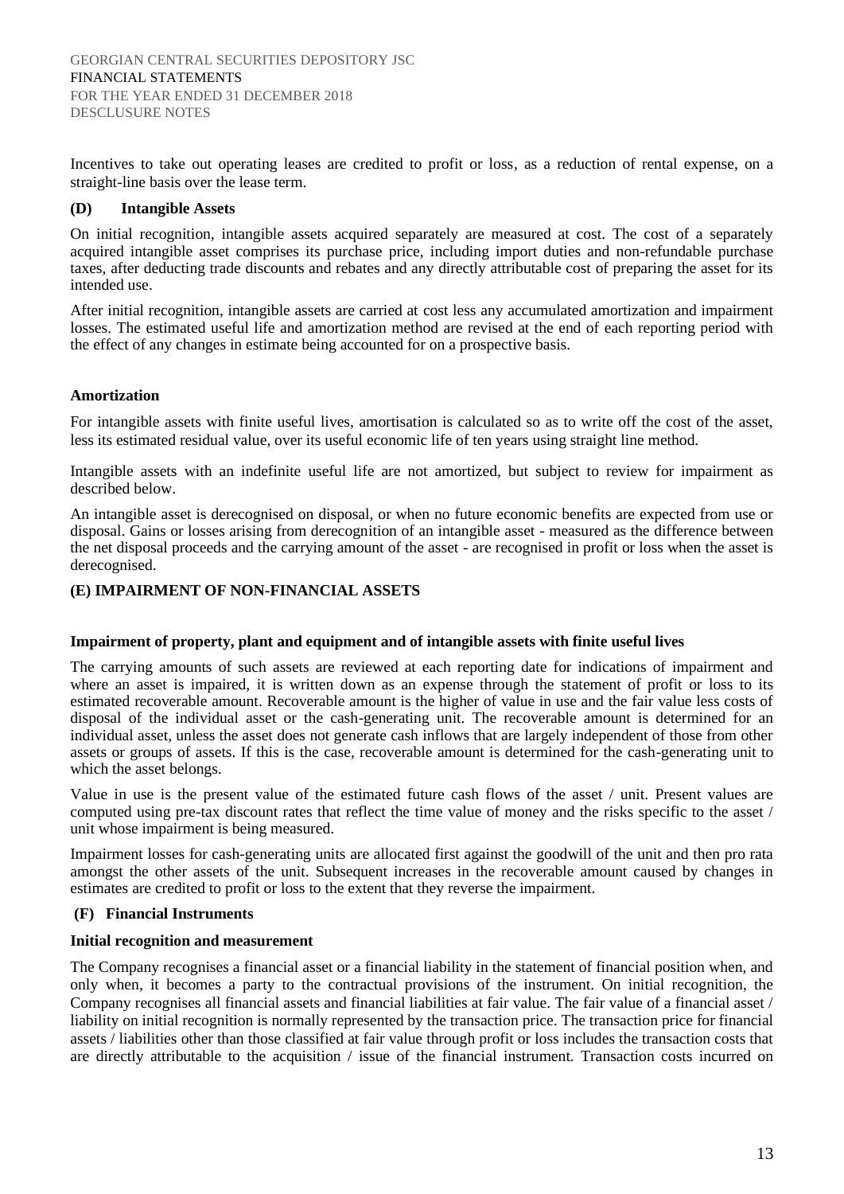Incentives to take out operating leases are credited to profit or loss, as a reduction of rental expense, on a straight-line basis over the lease term.

### (D) Intangible Assets

On initial recognition, intangible assets acquired separately are measured at cost. The cost of a separately acquired intangible asset comprises its purchase price, including import duties and non-refundable purchase taxes, after deducting trade discounts and rebates and any directly attributable cost of preparing the asset for its intended use.

After initial recognition, intangible assets are carried at cost less any accumulated amortization and impairment losses. The estimated useful life and amortization method are revised at the end of each reporting period with the effect of any changes in estimate being accounted for on a prospective basis.

#### Amortization

For intangible assets with finite useful lives, amortisation is calculated so as to write off the cost of the asset, less its estimated residual value, over its useful economic life of ten years using straight line method.

Intangible assets with an indefinite useful life are not amortized, but subject to review for impairment as described below.

An intangible asset is derecognised on disposal, or when no future economic benefits are expected from use or disposal. Gains or losses arising from derecognition of an intangible asset - measured as the difference between the net disposal proceeds and the carrying amount of the asset - are recognised in profit or loss when the asset is derecognised.

### (E) IMPAIRMENT OF NON-FINANCIAL ASSETS

#### Impairment of property, plant and equipment and of intangible assets with finite useful lives

The carrying amounts of such assets are reviewed at each reporting date for indications of impairment and where an asset is impaired, it is written down as an expense through the statement of profit or loss to its estimated recoverable amount. Recoverable amount is the higher of value in use and the fair value less costs of disposal of the individual asset or the cash-generating unit. The recoverable amount is determined for an individual asset, unless the asset does not generate cash inflows that are largely independent of those from other assets or groups of assets. If this is the case, recoverable amount is determined for the cash-generating unit to which the asset belongs.

Value in use is the present value of the estimated future cash flows of the asset / unit. Present values are computed using pre-tax discount rates that reflect the time value of money and the risks specific to the asset / unit whose impairment is being measured.

Impairment losses for cash-generating units are allocated first against the goodwill of the unit and then pro rata amongst the other assets of the unit. Subsequent increases in the recoverable amount caused by changes in estimates are credited to profit or loss to the extent that they reverse the impairment.

### (F) Financial Instruments

#### Initial recognition and measurement

The Company recognises a financial asset or a financial liability in the statement of financial position when, and only when, it becomes a party to the contractual provisions of the instrument. On initial recognition, the Company recognises all financial assets and financial liabilities at fair value. The fair value of a financial asset / liability on initial recognition is normally represented by the transaction price. The transaction price for financial assets / liabilities other than those classified at fair value through profit or loss includes the transaction costs that are directly attributable to the acquisition / issue of the financial instrument. Transaction costs incurred on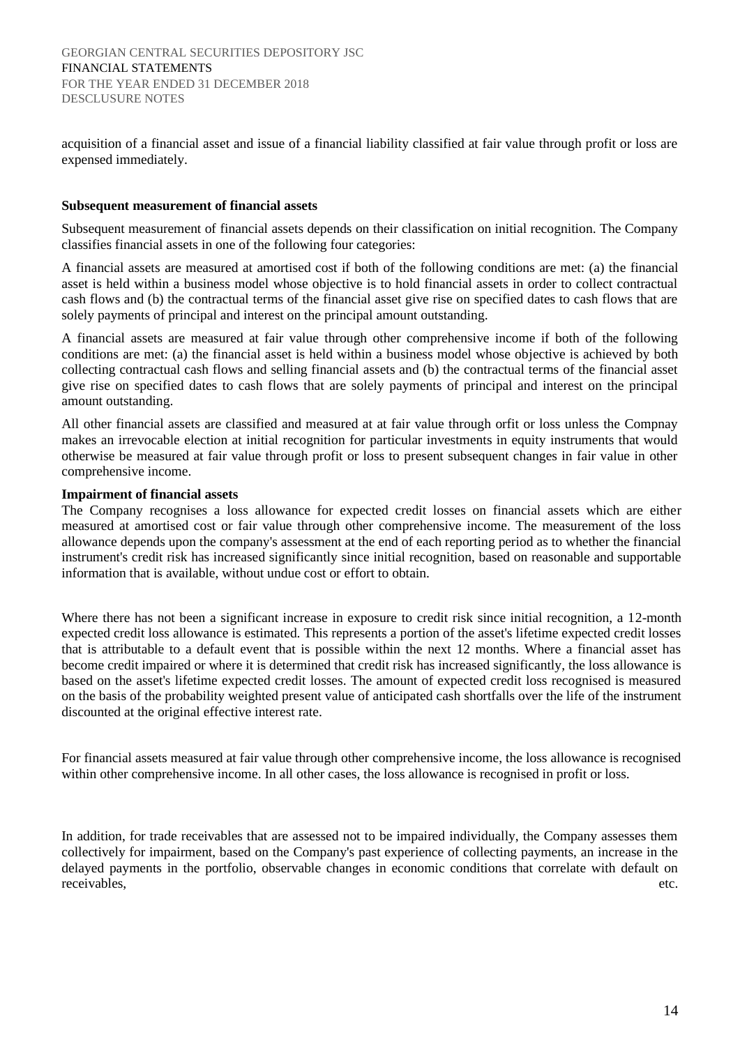acquisition of a financial asset and issue of a financial liability classified at fair value through profit or loss are expensed immediately.

**Subsequent measurement of financial assets**

Subsequent measurement of financial assets depends on their classification on initial recognition. The Company classifies financial assets in one of the following four categories:

A financial assets are measured at amortised cost if both of the following conditions are met: (a) the financial asset is held within a business model whose objective is to hold financial assets in order to collect contractual cash flows and (b) the contractual terms of the financial asset give rise on specified dates to cash flows that are solely payments of principal and interest on the principal amount outstanding.

A financial assets are measured at fair value through other comprehensive income if both of the following conditions are met: (a) the financial asset is held within a business model whose objective is achieved by both collecting contractual cash flows and selling financial assets and (b) the contractual terms of the financial asset give rise on specified dates to cash flows that are solely payments of principal and interest on the principal amount outstanding.

All other financial assets are classified and measured at at fair value through orfit or loss unless the Compnay makes an irrevocable election at initial recognition for particular investments in equity instruments that would otherwise be measured at fair value through profit or loss to present subsequent changes in fair value in other comprehensive income.

**Impairment of financial assets**

The Company recognises a loss allowance for expected credit losses on financial assets which are either measured at amortised cost or fair value through other comprehensive income. The measurement of the loss allowance depends upon the company's assessment at the end of each reporting period as to whether the financial instrument's credit risk has increased significantly since initial recognition, based on reasonable and supportable information that is available, without undue cost or effort to obtain.

Where there has not been a significant increase in exposure to credit risk since initial recognition, a 12-month expected credit loss allowance is estimated. This represents a portion of the asset's lifetime expected credit losses that is attributable to a default event that is possible within the next 12 months. Where a financial asset has become credit impaired or where it is determined that credit risk has increased significantly, the loss allowance is based on the asset's lifetime expected credit losses. The amount of expected credit loss recognised is measured on the basis of the probability weighted present value of anticipated cash shortfalls over the life of the instrument discounted at the original effective interest rate.

For financial assets measured at fair value through other comprehensive income, the loss allowance is recognised within other comprehensive income. In all other cases, the loss allowance is recognised in profit or loss.

In addition, for trade receivables that are assessed not to be impaired individually, the Company assesses them collectively for impairment, based on the Company's past experience of collecting payments, an increase in the delayed payments in the portfolio, observable changes in economic conditions that correlate with default on receivables, etc.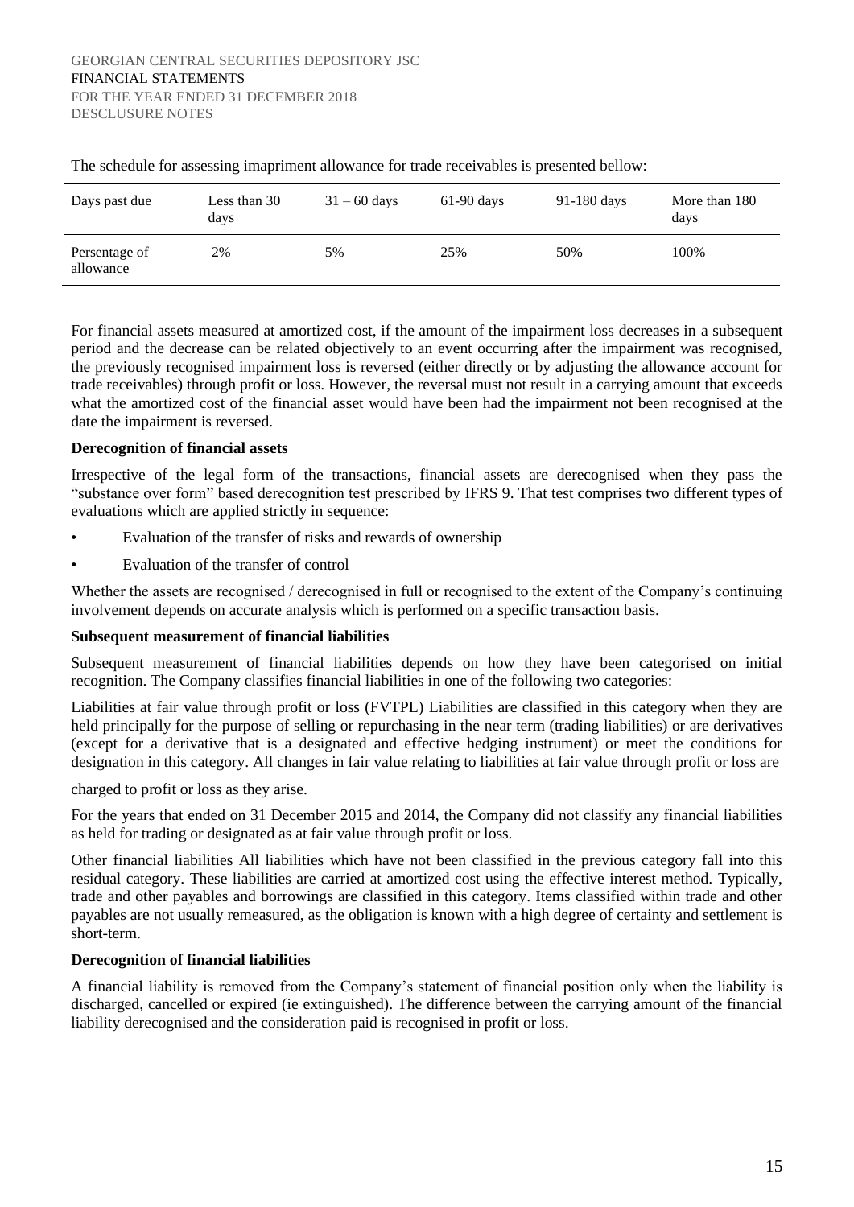The schedule for assessing imapriment allowance for trade receivables is presented bellow:

| Days past due | Less than 30 days | 31 – 60 days | 61-90 days | 91-180 days | More than 180 days |
|---|---|---|---|---|---|
| Persentage of allowance | 2% | 5% | 25% | 50% | 100% |

For financial assets measured at amortized cost, if the amount of the impairment loss decreases in a subsequent period and the decrease can be related objectively to an event occurring after the impairment was recognised, the previously recognised impairment loss is reversed (either directly or by adjusting the allowance account for trade receivables) through profit or loss. However, the reversal must not result in a carrying amount that exceeds what the amortized cost of the financial asset would have been had the impairment not been recognised at the date the impairment is reversed.

**Derecognition of financial assets**

Irrespective of the legal form of the transactions, financial assets are derecognised when they pass the "substance over form" based derecognition test prescribed by IFRS 9. That test comprises two different types of evaluations which are applied strictly in sequence:

- Evaluation of the transfer of risks and rewards of ownership
- Evaluation of the transfer of control

Whether the assets are recognised / derecognised in full or recognised to the extent of the Company's continuing involvement depends on accurate analysis which is performed on a specific transaction basis.

**Subsequent measurement of financial liabilities**

Subsequent measurement of financial liabilities depends on how they have been categorised on initial recognition. The Company classifies financial liabilities in one of the following two categories:

Liabilities at fair value through profit or loss (FVTPL) Liabilities are classified in this category when they are held principally for the purpose of selling or repurchasing in the near term (trading liabilities) or are derivatives (except for a derivative that is a designated and effective hedging instrument) or meet the conditions for designation in this category. All changes in fair value relating to liabilities at fair value through profit or loss are

charged to profit or loss as they arise.

For the years that ended on 31 December 2015 and 2014, the Company did not classify any financial liabilities as held for trading or designated as at fair value through profit or loss.

Other financial liabilities All liabilities which have not been classified in the previous category fall into this residual category. These liabilities are carried at amortized cost using the effective interest method. Typically, trade and other payables and borrowings are classified in this category. Items classified within trade and other payables are not usually remeasured, as the obligation is known with a high degree of certainty and settlement is short-term.

**Derecognition of financial liabilities**

A financial liability is removed from the Company's statement of financial position only when the liability is discharged, cancelled or expired (ie extinguished). The difference between the carrying amount of the financial liability derecognised and the consideration paid is recognised in profit or loss.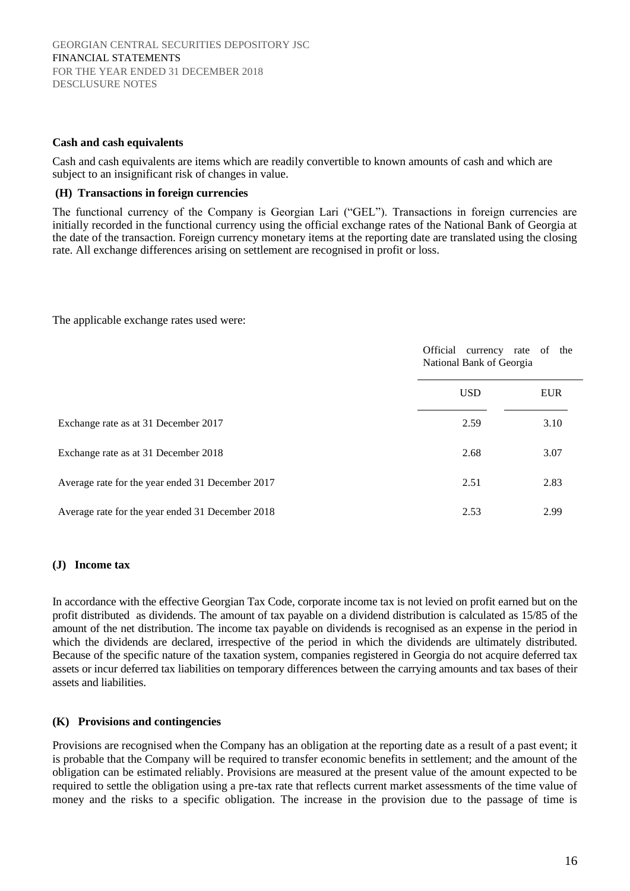### Cash and cash equivalents

Cash and cash equivalents are items which are readily convertible to known amounts of cash and which are subject to an insignificant risk of changes in value.

### (H) Transactions in foreign currencies

The functional currency of the Company is Georgian Lari ("GEL"). Transactions in foreign currencies are initially recorded in the functional currency using the official exchange rates of the National Bank of Georgia at the date of the transaction. Foreign currency monetary items at the reporting date are translated using the closing rate. All exchange differences arising on settlement are recognised in profit or loss.

The applicable exchange rates used were:

| | Official currency rate of the National Bank of Georgia | |
|---|---|---|
| | USD | EUR |
| Exchange rate as at 31 December 2017 | 2.59 | 3.10 |
| Exchange rate as at 31 December 2018 | 2.68 | 3.07 |
| Average rate for the year ended 31 December 2017 | 2.51 | 2.83 |
| Average rate for the year ended 31 December 2018 | 2.53 | 2.99 |

### (J) Income tax

In accordance with the effective Georgian Tax Code, corporate income tax is not levied on profit earned but on the profit distributed as dividends. The amount of tax payable on a dividend distribution is calculated as 15/85 of the amount of the net distribution. The income tax payable on dividends is recognised as an expense in the period in which the dividends are declared, irrespective of the period in which the dividends are ultimately distributed. Because of the specific nature of the taxation system, companies registered in Georgia do not acquire deferred tax assets or incur deferred tax liabilities on temporary differences between the carrying amounts and tax bases of their assets and liabilities.

### (K) Provisions and contingencies

Provisions are recognised when the Company has an obligation at the reporting date as a result of a past event; it is probable that the Company will be required to transfer economic benefits in settlement; and the amount of the obligation can be estimated reliably. Provisions are measured at the present value of the amount expected to be required to settle the obligation using a pre-tax rate that reflects current market assessments of the time value of money and the risks to a specific obligation. The increase in the provision due to the passage of time is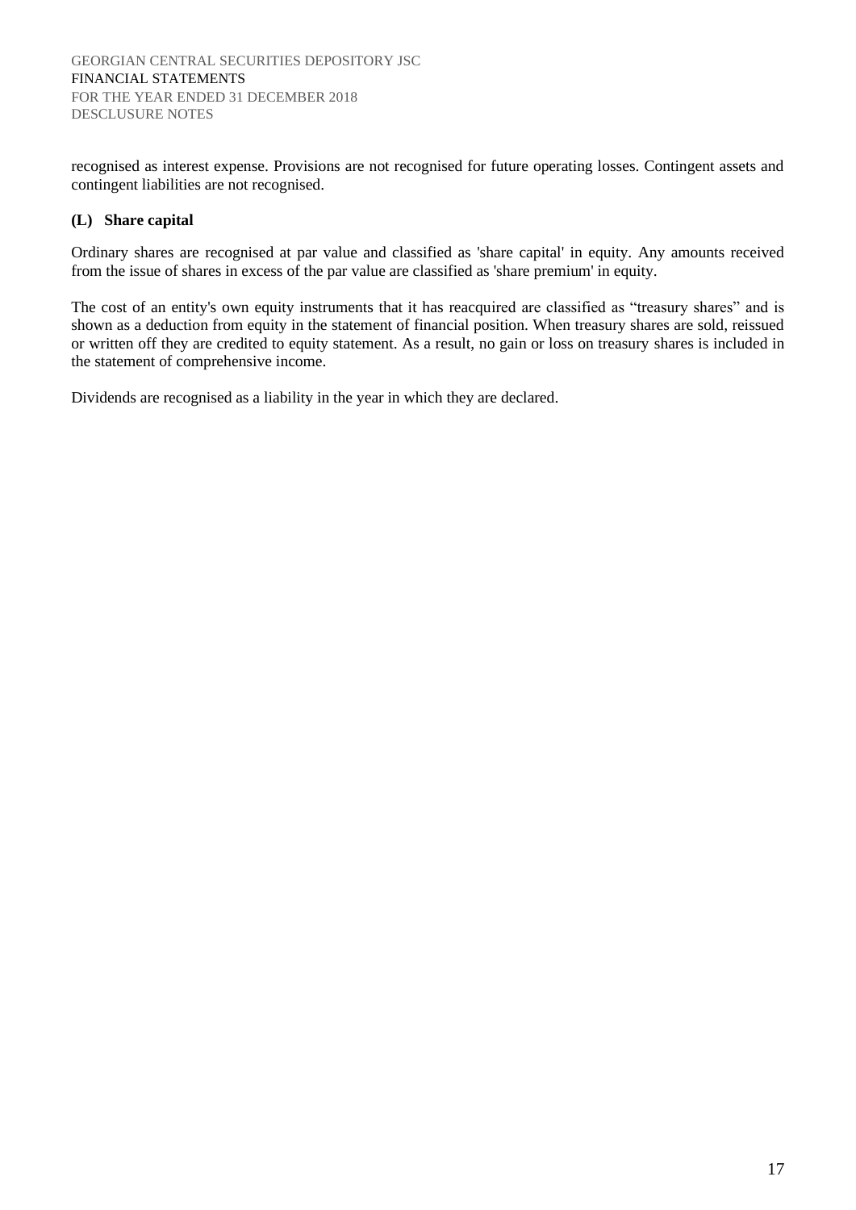recognised as interest expense. Provisions are not recognised for future operating losses. Contingent assets and contingent liabilities are not recognised.

### (L) Share capital

Ordinary shares are recognised at par value and classified as 'share capital' in equity. Any amounts received from the issue of shares in excess of the par value are classified as 'share premium' in equity.

The cost of an entity's own equity instruments that it has reacquired are classified as "treasury shares" and is shown as a deduction from equity in the statement of financial position. When treasury shares are sold, reissued or written off they are credited to equity statement. As a result, no gain or loss on treasury shares is included in the statement of comprehensive income.

Dividends are recognised as a liability in the year in which they are declared.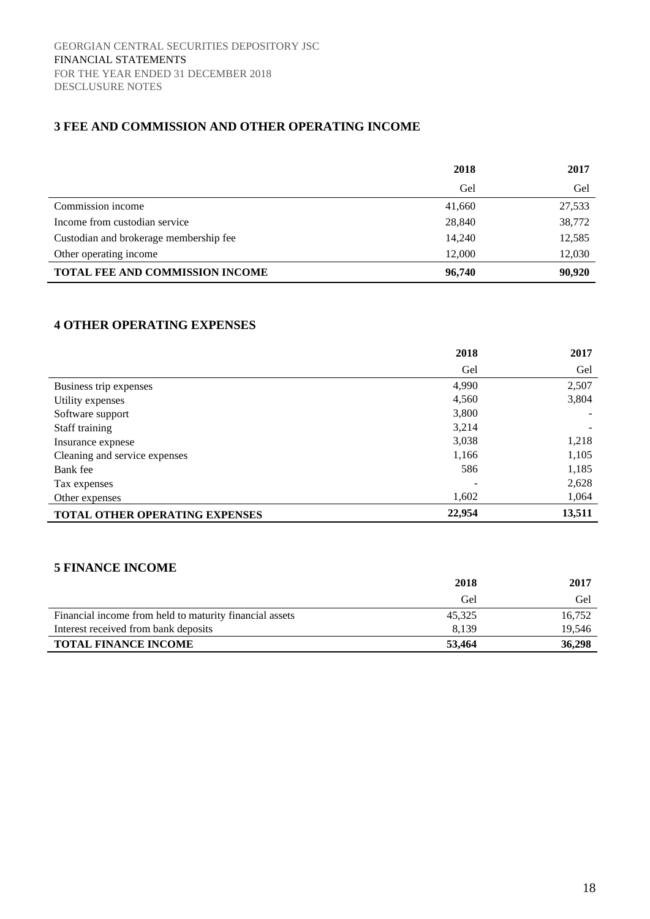## 3 FEE AND COMMISSION AND OTHER OPERATING INCOME

| | 2018 | 2017 |
|---|---|---|
| | Gel | Gel |
| Commission income | 41,660 | 27,533 |
| Income from custodian service | 28,840 | 38,772 |
| Custodian and brokerage membership fee | 14,240 | 12,585 |
| Other operating income | 12,000 | 12,030 |
| **TOTAL FEE AND COMMISSION INCOME** | **96,740** | **90,920** |

## 4 OTHER OPERATING EXPENSES

| | 2018 | 2017 |
|---|---|---|
| | Gel | Gel |
| Business trip expenses | 4,990 | 2,507 |
| Utility expenses | 4,560 | 3,804 |
| Software support | 3,800 | - |
| Staff training | 3,214 | - |
| Insurance expnese | 3,038 | 1,218 |
| Cleaning and service expenses | 1,166 | 1,105 |
| Bank fee | 586 | 1,185 |
| Tax expenses | - | 2,628 |
| Other expenses | 1,602 | 1,064 |
| **TOTAL OTHER OPERATING EXPENSES** | **22,954** | **13,511** |

## 5 FINANCE INCOME

| | 2018 | 2017 |
|---|---|---|
| | Gel | Gel |
| Financial income from held to maturity financial assets | 45,325 | 16,752 |
| Interest received from bank deposits | 8,139 | 19,546 |
| **TOTAL FINANCE INCOME** | **53,464** | **36,298** |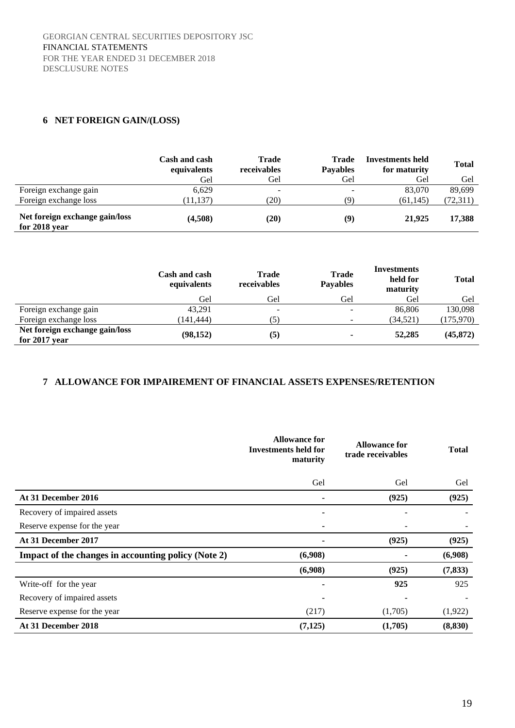## 6 NET FOREIGN GAIN/(LOSS)

| | Cash and cash equivalents | Trade receivables | Trade Payables | Investments held for maturity | Total |
|---|---|---|---|---|---|
| | Gel | Gel | Gel | Gel | Gel |
| Foreign exchange gain | 6,629 | - | - | 83,070 | 89,699 |
| Foreign exchange loss | (11,137) | (20) | (9) | (61,145) | (72,311) |
| **Net foreign exchange gain/loss for 2018 year** | **(4,508)** | **(20)** | **(9)** | **21,925** | **17,388** |

| | Cash and cash equivalents | Trade receivables | Trade Payables | Investments held for maturity | Total |
|---|---|---|---|---|---|
| | Gel | Gel | Gel | Gel | Gel |
| Foreign exchange gain | 43,291 | - | - | 86,806 | 130,098 |
| Foreign exchange loss | (141,444) | (5) | - | (34,521) | (175,970) |
| **Net foreign exchange gain/loss for 2017 year** | **(98,152)** | **(5)** | **-** | **52,285** | **(45,872)** |

## 7 ALLOWANCE FOR IMPAIREMENT OF FINANCIAL ASSETS EXPENSES/RETENTION

| | Allowance for Investments held for maturity | Allowance for trade receivables | Total |
|---|---|---|---|
| | Gel | Gel | Gel |
| **At 31 December 2016** | **-** | **(925)** | **(925)** |
| Recovery of impaired assets | - | - | - |
| Reserve expense for the year | - | - | - |
| **At 31 December 2017** | **-** | **(925)** | **(925)** |
| **Impact of the changes in accounting policy (Note 2)** | **(6,908)** | **-** | **(6,908)** |
| | **(6,908)** | **(925)** | **(7,833)** |
| Write-off for the year | - | **925** | 925 |
| Recovery of impaired assets | - | - | - |
| Reserve expense for the year | (217) | (1,705) | (1,922) |
| **At 31 December 2018** | **(7,125)** | **(1,705)** | **(8,830)** |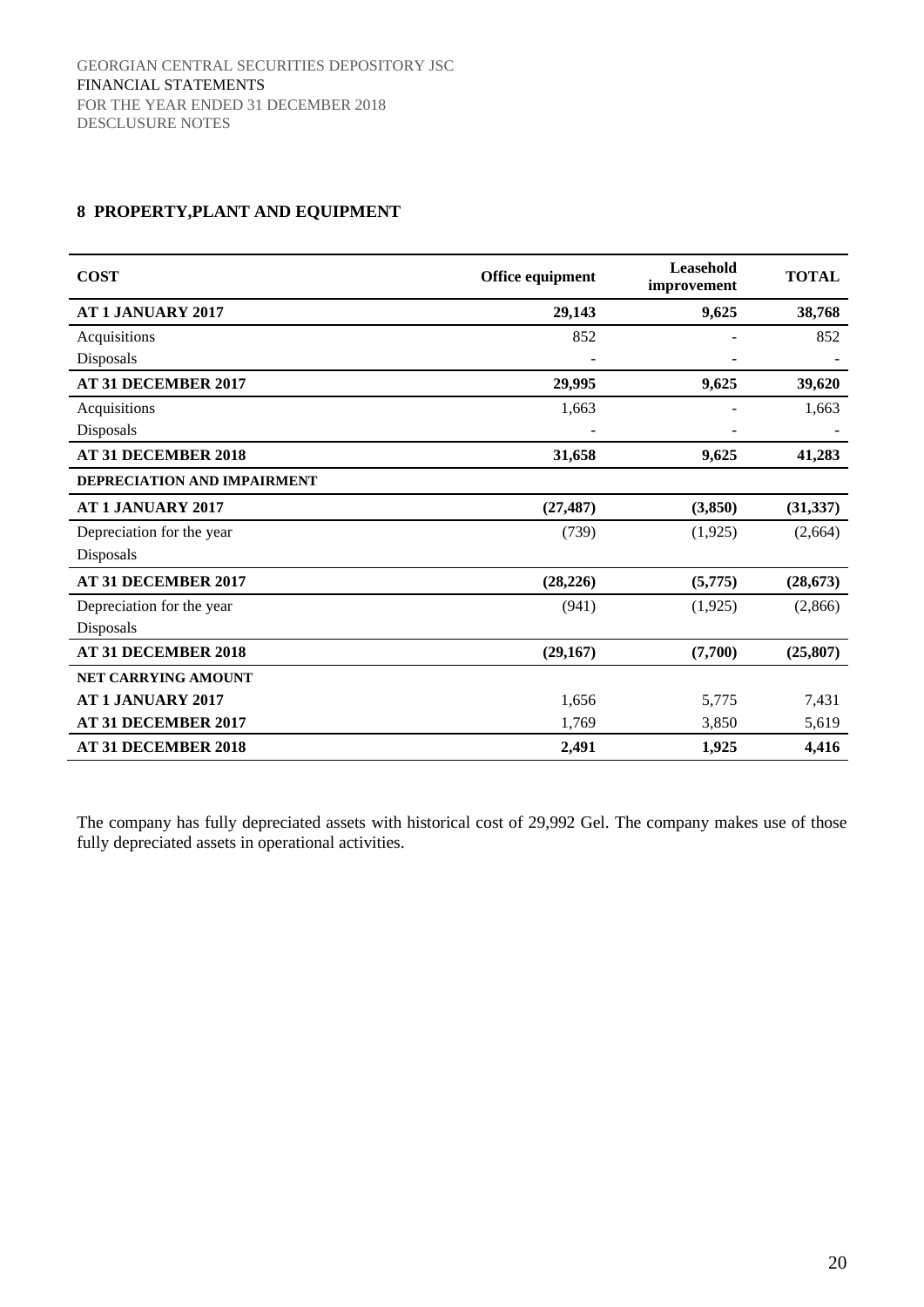## 8 PROPERTY,PLANT AND EQUIPMENT

| COST | Office equipment | Leasehold improvement | TOTAL |
|---|---|---|---|
| **AT 1 JANUARY 2017** | **29,143** | **9,625** | **38,768** |
| Acquisitions | 852 | - | 852 |
| Disposals | - | - | - |
| **AT 31 DECEMBER 2017** | **29,995** | **9,625** | **39,620** |
| Acquisitions | 1,663 | - | 1,663 |
| Disposals | - | - | - |
| **AT 31 DECEMBER 2018** | **31,658** | **9,625** | **41,283** |
| **DEPRECIATION AND IMPAIRMENT** | | | |
| **AT 1 JANUARY 2017** | **(27,487)** | **(3,850)** | **(31,337)** |
| Depreciation for the year | (739) | (1,925) | (2,664) |
| Disposals | | | |
| **AT 31 DECEMBER 2017** | **(28,226)** | **(5,775)** | **(28,673)** |
| Depreciation for the year | (941) | (1,925) | (2,866) |
| Disposals | | | |
| **AT 31 DECEMBER 2018** | **(29,167)** | **(7,700)** | **(25,807)** |
| **NET CARRYING AMOUNT** | | | |
| **AT 1 JANUARY 2017** | 1,656 | 5,775 | 7,431 |
| **AT 31 DECEMBER 2017** | 1,769 | 3,850 | 5,619 |
| **AT 31 DECEMBER 2018** | **2,491** | **1,925** | **4,416** |

The company has fully depreciated assets with historical cost of 29,992 Gel. The company makes use of those fully depreciated assets in operational activities.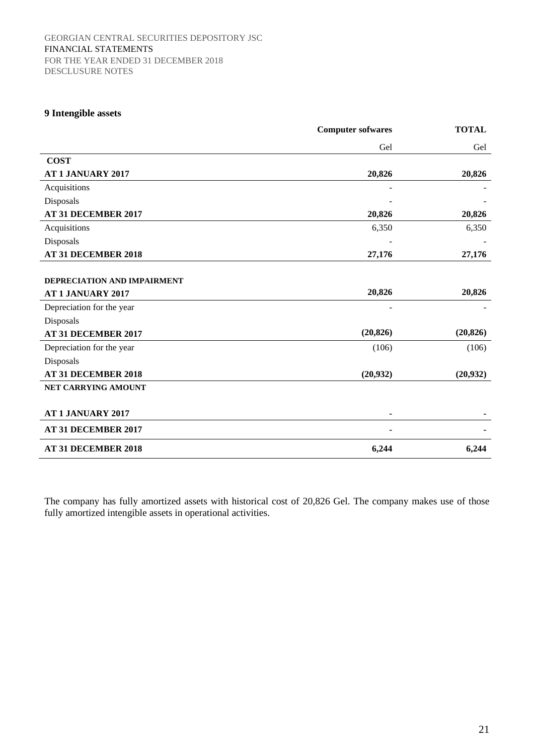## 9 Intengible assets

| | Computer sofwares | TOTAL |
|---|---|---|
| | Gel | Gel |
| **COST** | | |
| **AT 1 JANUARY 2017** | **20,826** | **20,826** |
| Acquisitions | - | - |
| Disposals | - | - |
| **AT 31 DECEMBER 2017** | **20,826** | **20,826** |
| Acquisitions | 6,350 | 6,350 |
| Disposals | - | - |
| **AT 31 DECEMBER 2018** | **27,176** | **27,176** |
| **DEPRECIATION AND IMPAIRMENT** | | |
| **AT 1 JANUARY 2017** | **20,826** | **20,826** |
| Depreciation for the year | - | - |
| Disposals | | |
| **AT 31 DECEMBER 2017** | **(20,826)** | **(20,826)** |
| Depreciation for the year | (106) | (106) |
| Disposals | | |
| **AT 31 DECEMBER 2018** | **(20,932)** | **(20,932)** |
| **NET CARRYING AMOUNT** | | |
| **AT 1 JANUARY 2017** | **-** | **-** |
| **AT 31 DECEMBER 2017** | **-** | **-** |
| **AT 31 DECEMBER 2018** | **6,244** | **6,244** |

The company has fully amortized assets with historical cost of 20,826 Gel. The company makes use of those fully amortized intengible assets in operational activities.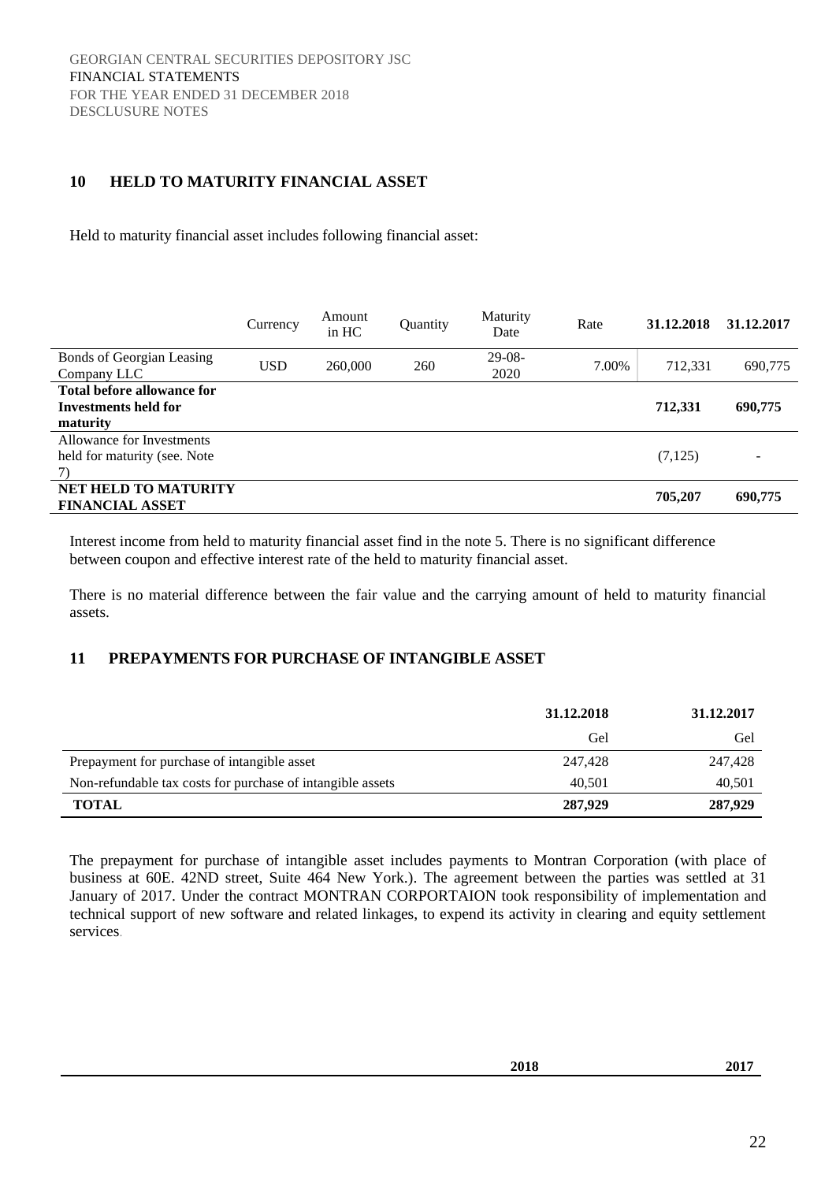## 10 HELD TO MATURITY FINANCIAL ASSET

Held to maturity financial asset includes following financial asset:

| | Currency | Amount in HC | Quantity | Maturity Date | Rate | 31.12.2018 | 31.12.2017 |
|---|---|---|---|---|---|---|---|
| Bonds of Georgian Leasing Company LLC | USD | 260,000 | 260 | 29-08-2020 | 7.00% | 712,331 | 690,775 |
| **Total before allowance for Investments held for maturity** | | | | | | **712,331** | **690,775** |
| Allowance for Investments held for maturity (see. Note 7) | | | | | | (7,125) | - |
| **NET HELD TO MATURITY FINANCIAL ASSET** | | | | | | **705,207** | **690,775** |

Interest income from held to maturity financial asset find in the note 5. There is no significant difference between coupon and effective interest rate of the held to maturity financial asset.

There is no material difference between the fair value and the carrying amount of held to maturity financial assets.

## 11 PREPAYMENTS FOR PURCHASE OF INTANGIBLE ASSET

| | 31.12.2018 | 31.12.2017 |
|---|---|---|
| | Gel | Gel |
| Prepayment for purchase of intangible asset | 247,428 | 247,428 |
| Non-refundable tax costs for purchase of intangible assets | 40,501 | 40,501 |
| **TOTAL** | **287,929** | **287,929** |

The prepayment for purchase of intangible asset includes payments to Montran Corporation (with place of business at 60E. 42ND street, Suite 464 New York.). The agreement between the parties was settled at 31 January of 2017. Under the contract MONTRAN CORPORTAION took responsibility of implementation and technical support of new software and related linkages, to expend its activity in clearing and equity settlement services.

| | 2018 | 2017 |
|---|---|---|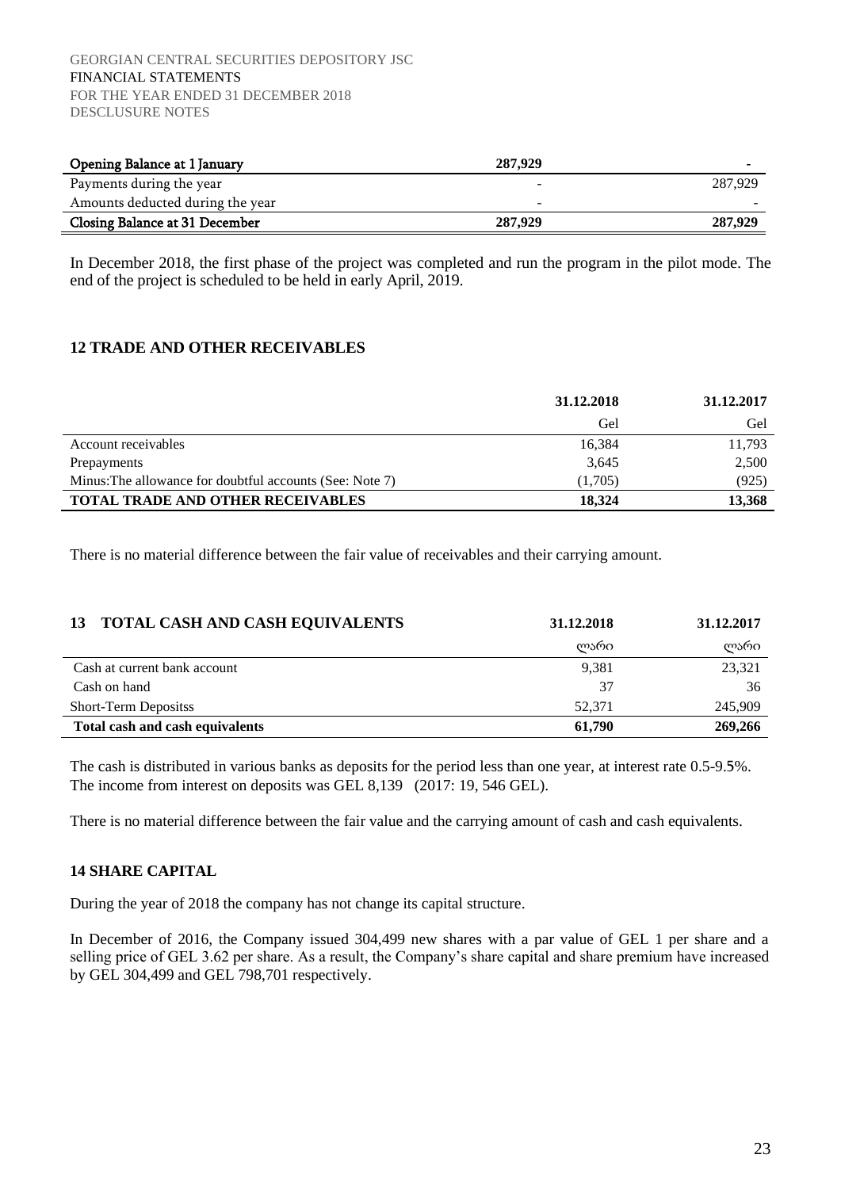| Opening Balance at 1 January | 287,929 | - |
| --- | --- | --- |
| Payments during the year | - | 287,929 |
| Amounts deducted during the year | - | - |
| **Closing Balance at 31 December** | **287,929** | **287,929** |

In December 2018, the first phase of the project was completed and run the program in the pilot mode. The end of the project is scheduled to be held in early April, 2019.

## 12 TRADE AND OTHER RECEIVABLES

| | 31.12.2018 | 31.12.2017 |
| --- | --- | --- |
| | Gel | Gel |
| Account receivables | 16,384 | 11,793 |
| Prepayments | 3,645 | 2,500 |
| Minus:The allowance for doubtful accounts (See: Note 7) | (1,705) | (925) |
| **TOTAL TRADE AND OTHER RECEIVABLES** | **18,324** | **13,368** |

There is no material difference between the fair value of receivables and their carrying amount.

| 13 TOTAL CASH AND CASH EQUIVALENTS | 31.12.2018 | 31.12.2017 |
| --- | --- | --- |
| | ლარი | ლარი |
| Cash at current bank account | 9,381 | 23,321 |
| Cash on hand | 37 | 36 |
| Short-Term Depositss | 52,371 | 245,909 |
| **Total cash and cash equivalents** | **61,790** | **269,266** |

The cash is distributed in various banks as deposits for the period less than one year, at interest rate 0.5-9.5%. The income from interest on deposits was GEL 8,139 (2017: 19, 546 GEL).

There is no material difference between the fair value and the carrying amount of cash and cash equivalents.

## 14 SHARE CAPITAL

During the year of 2018 the company has not change its capital structure.

In December of 2016, the Company issued 304,499 new shares with a par value of GEL 1 per share and a selling price of GEL 3.62 per share. As a result, the Company's share capital and share premium have increased by GEL 304,499 and GEL 798,701 respectively.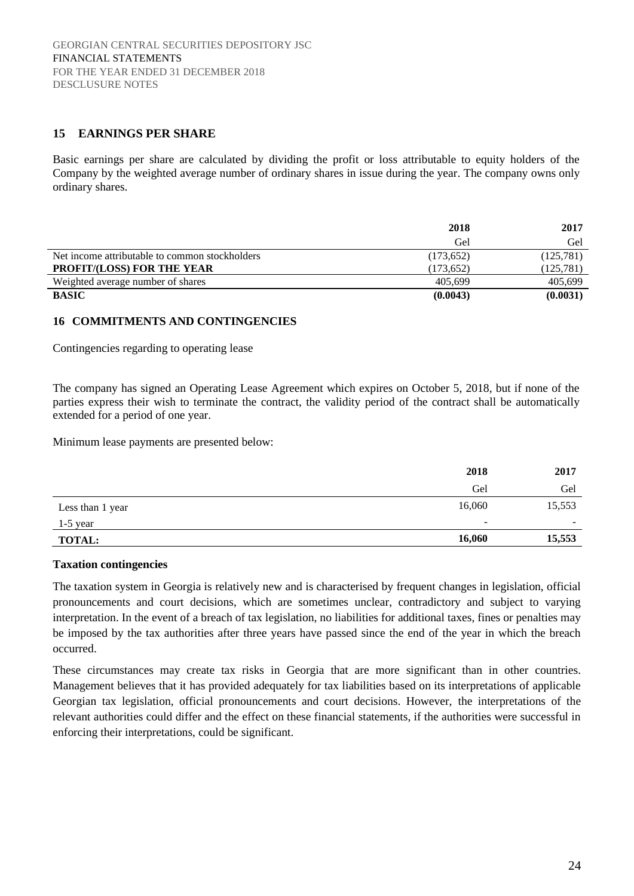## 15 EARNINGS PER SHARE

Basic earnings per share are calculated by dividing the profit or loss attributable to equity holders of the Company by the weighted average number of ordinary shares in issue during the year. The company owns only ordinary shares.

| | 2018 | 2017 |
|---|---|---|
| | Gel | Gel |
| Net income attributable to common stockholders | (173,652) | (125,781) |
| **PROFIT/(LOSS) FOR THE YEAR** | (173,652) | (125,781) |
| Weighted average number of shares | 405,699 | 405,699 |
| **BASIC** | **(0.0043)** | **(0.0031)** |

## 16 COMMITMENTS AND CONTINGENCIES

Contingencies regarding to operating lease

The company has signed an Operating Lease Agreement which expires on October 5, 2018, but if none of the parties express their wish to terminate the contract, the validity period of the contract shall be automatically extended for a period of one year.

Minimum lease payments are presented below:

| | 2018 | 2017 |
|---|---|---|
| | Gel | Gel |
| Less than 1 year | 16,060 | 15,553 |
| 1-5 year | - | - |
| **TOTAL:** | **16,060** | **15,553** |

**Taxation contingencies**

The taxation system in Georgia is relatively new and is characterised by frequent changes in legislation, official pronouncements and court decisions, which are sometimes unclear, contradictory and subject to varying interpretation. In the event of a breach of tax legislation, no liabilities for additional taxes, fines or penalties may be imposed by the tax authorities after three years have passed since the end of the year in which the breach occurred.

These circumstances may create tax risks in Georgia that are more significant than in other countries. Management believes that it has provided adequately for tax liabilities based on its interpretations of applicable Georgian tax legislation, official pronouncements and court decisions. However, the interpretations of the relevant authorities could differ and the effect on these financial statements, if the authorities were successful in enforcing their interpretations, could be significant.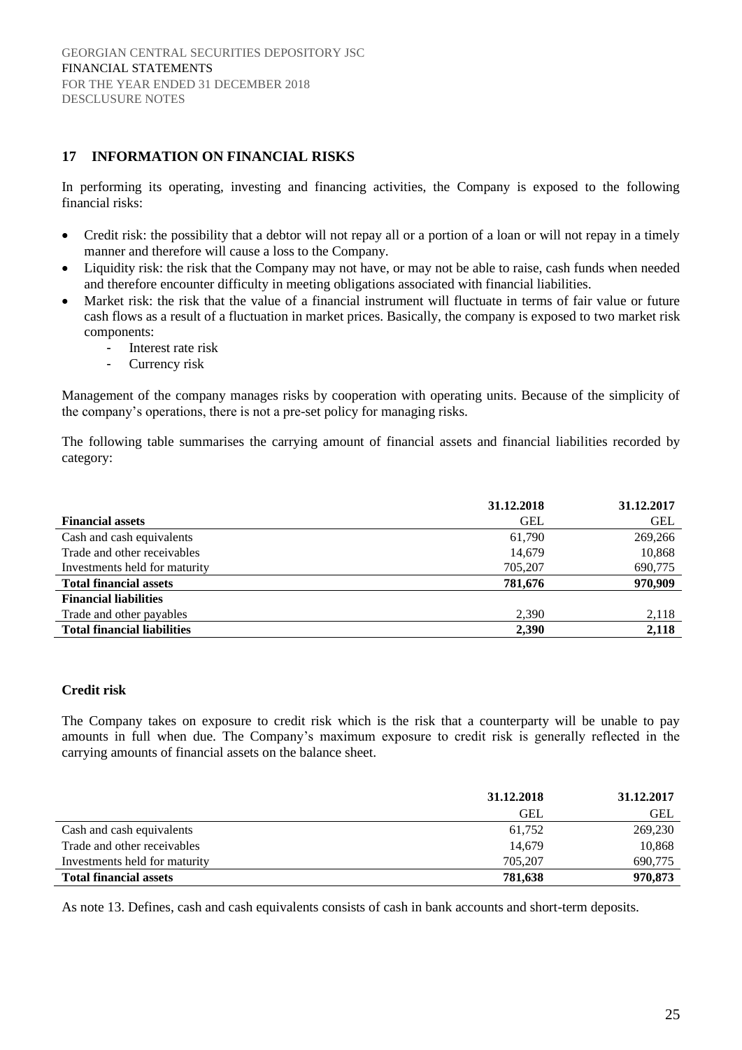## 17 INFORMATION ON FINANCIAL RISKS

In performing its operating, investing and financing activities, the Company is exposed to the following financial risks:

- Credit risk: the possibility that a debtor will not repay all or a portion of a loan or will not repay in a timely manner and therefore will cause a loss to the Company.
- Liquidity risk: the risk that the Company may not have, or may not be able to raise, cash funds when needed and therefore encounter difficulty in meeting obligations associated with financial liabilities.
- Market risk: the risk that the value of a financial instrument will fluctuate in terms of fair value or future cash flows as a result of a fluctuation in market prices. Basically, the company is exposed to two market risk components:
  - Interest rate risk
  - Currency risk

Management of the company manages risks by cooperation with operating units. Because of the simplicity of the company's operations, there is not a pre-set policy for managing risks.

The following table summarises the carrying amount of financial assets and financial liabilities recorded by category:

| | 31.12.2018 | 31.12.2017 |
|---|---|---|
| **Financial assets** | GEL | GEL |
| Cash and cash equivalents | 61,790 | 269,266 |
| Trade and other receivables | 14,679 | 10,868 |
| Investments held for maturity | 705,207 | 690,775 |
| **Total financial assets** | **781,676** | **970,909** |
| **Financial liabilities** | | |
| Trade and other payables | 2,390 | 2,118 |
| **Total financial liabilities** | **2,390** | **2,118** |

### Credit risk

The Company takes on exposure to credit risk which is the risk that a counterparty will be unable to pay amounts in full when due. The Company's maximum exposure to credit risk is generally reflected in the carrying amounts of financial assets on the balance sheet.

| | 31.12.2018 | 31.12.2017 |
|---|---|---|
| | GEL | GEL |
| Cash and cash equivalents | 61,752 | 269,230 |
| Trade and other receivables | 14,679 | 10,868 |
| Investments held for maturity | 705,207 | 690,775 |
| **Total financial assets** | **781,638** | **970,873** |

As note 13. Defines, cash and cash equivalents consists of cash in bank accounts and short-term deposits.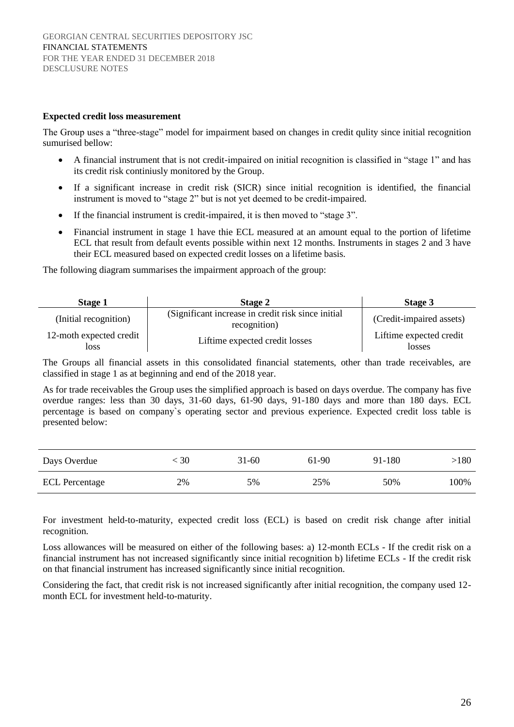**Expected credit loss measurement**

The Group uses a "three-stage" model for impairment based on changes in credit qulity since initial recognition sumurised bellow:

- A financial instrument that is not credit-impaired on initial recognition is classified in "stage 1" and has its credit risk continiusly monitored by the Group.
- If a significant increase in credit risk (SICR) since initial recognition is identified, the financial instrument is moved to "stage 2" but is not yet deemed to be credit-impaired.
- If the financial instrument is credit-impaired, it is then moved to "stage 3".
- Financial instrument in stage 1 have thie ECL measured at an amount equal to the portion of lifetime ECL that result from default events possible within next 12 months. Instruments in stages 2 and 3 have their ECL measured based on expected credit losses on a lifetime basis.

The following diagram summarises the impairment approach of the group:

| Stage 1 | Stage 2 | Stage 3 |
|---|---|---|
| (Initial recognition) | (Significant increase in credit risk since initial recognition) | (Credit-impaired assets) |
| 12-moth expected credit loss | Liftime expected credit losses | Liftime expected credit losses |

The Groups all financial assets in this consolidated financial statements, other than trade receivables, are classified in stage 1 as at beginning and end of the 2018 year.

As for trade receivables the Group uses the simplified approach is based on days overdue. The company has five overdue ranges: less than 30 days, 31-60 days, 61-90 days, 91-180 days and more than 180 days. ECL percentage is based on company`s operating sector and previous experience. Expected credit loss table is presented below:

| Days Overdue | < 30 | 31-60 | 61-90 | 91-180 | >180 |
|---|---|---|---|---|---|
| ECL Percentage | 2% | 5% | 25% | 50% | 100% |

For investment held-to-maturity, expected credit loss (ECL) is based on credit risk change after initial recognition.

Loss allowances will be measured on either of the following bases: a) 12-month ECLs - If the credit risk on a financial instrument has not increased significantly since initial recognition b) lifetime ECLs - If the credit risk on that financial instrument has increased significantly since initial recognition.

Considering the fact, that credit risk is not increased significantly after initial recognition, the company used 12-month ECL for investment held-to-maturity.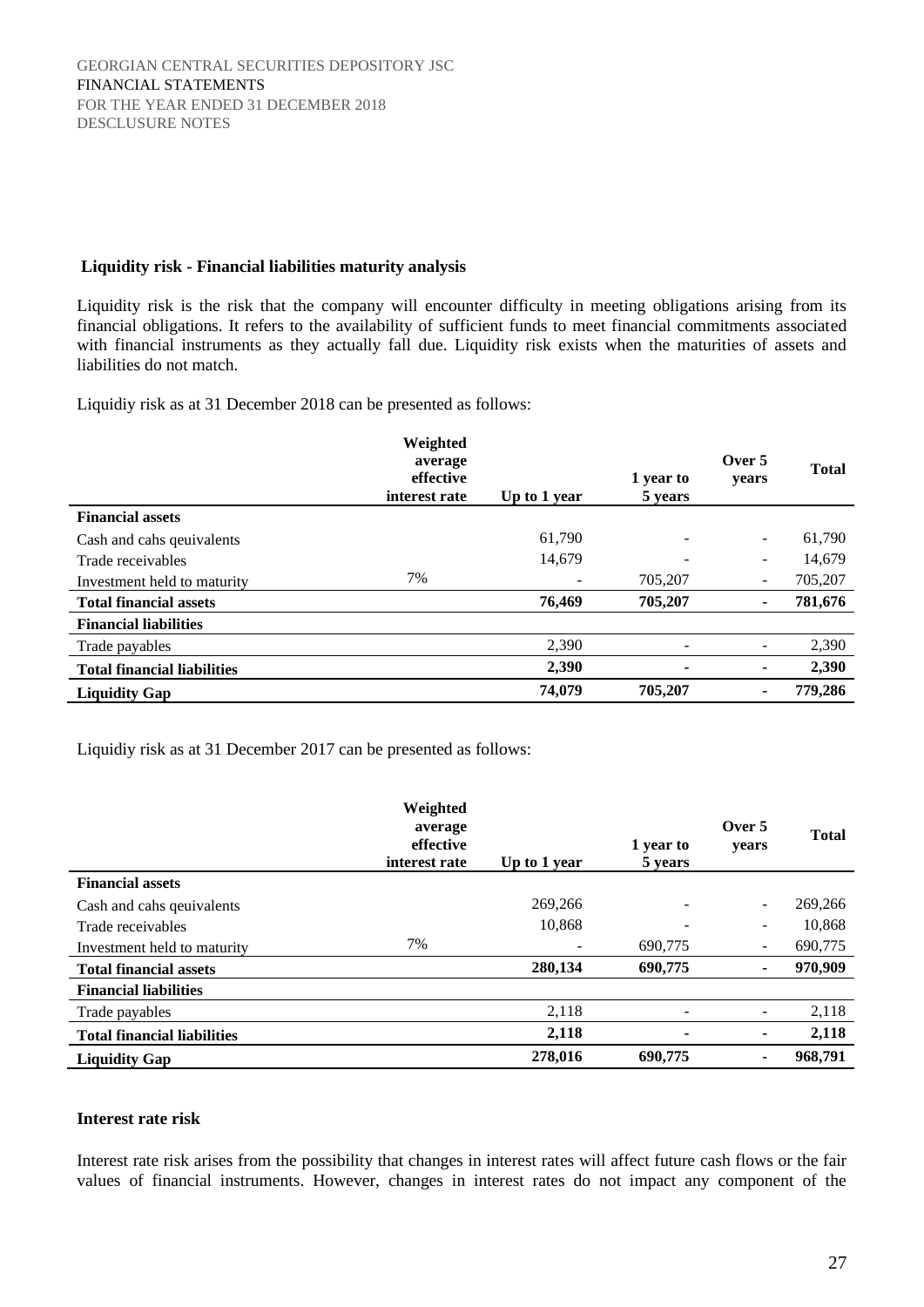**Liquidity risk - Financial liabilities maturity analysis**

Liquidity risk is the risk that the company will encounter difficulty in meeting obligations arising from its financial obligations. It refers to the availability of sufficient funds to meet financial commitments associated with financial instruments as they actually fall due. Liquidity risk exists when the maturities of assets and liabilities do not match.

Liquidiy risk as at 31 December 2018 can be presented as follows:

| | Weighted average effective interest rate | Up to 1 year | 1 year to 5 years | Over 5 years | Total |
|---|---|---|---|---|---|
| **Financial assets** | | | | | |
| Cash and cahs qeuivalents | | 61,790 | - | - | 61,790 |
| Trade receivables | | 14,679 | - | - | 14,679 |
| Investment held to maturity | 7% | - | 705,207 | - | 705,207 |
| **Total financial assets** | | **76,469** | **705,207** | **-** | **781,676** |
| **Financial liabilities** | | | | | |
| Trade payables | | 2,390 | - | - | 2,390 |
| **Total financial liabilities** | | **2,390** | **-** | **-** | **2,390** |
| **Liquidity Gap** | | **74,079** | **705,207** | **-** | **779,286** |

Liquidiy risk as at 31 December 2017 can be presented as follows:

| | Weighted average effective interest rate | Up to 1 year | 1 year to 5 years | Over 5 years | Total |
|---|---|---|---|---|---|
| **Financial assets** | | | | | |
| Cash and cahs qeuivalents | | 269,266 | - | - | 269,266 |
| Trade receivables | | 10,868 | - | - | 10,868 |
| Investment held to maturity | 7% | - | 690,775 | - | 690,775 |
| **Total financial assets** | | **280,134** | **690,775** | **-** | **970,909** |
| **Financial liabilities** | | | | | |
| Trade payables | | 2,118 | - | - | 2,118 |
| **Total financial liabilities** | | **2,118** | **-** | **-** | **2,118** |
| **Liquidity Gap** | | **278,016** | **690,775** | **-** | **968,791** |

**Interest rate risk**

Interest rate risk arises from the possibility that changes in interest rates will affect future cash flows or the fair values of financial instruments. However, changes in interest rates do not impact any component of the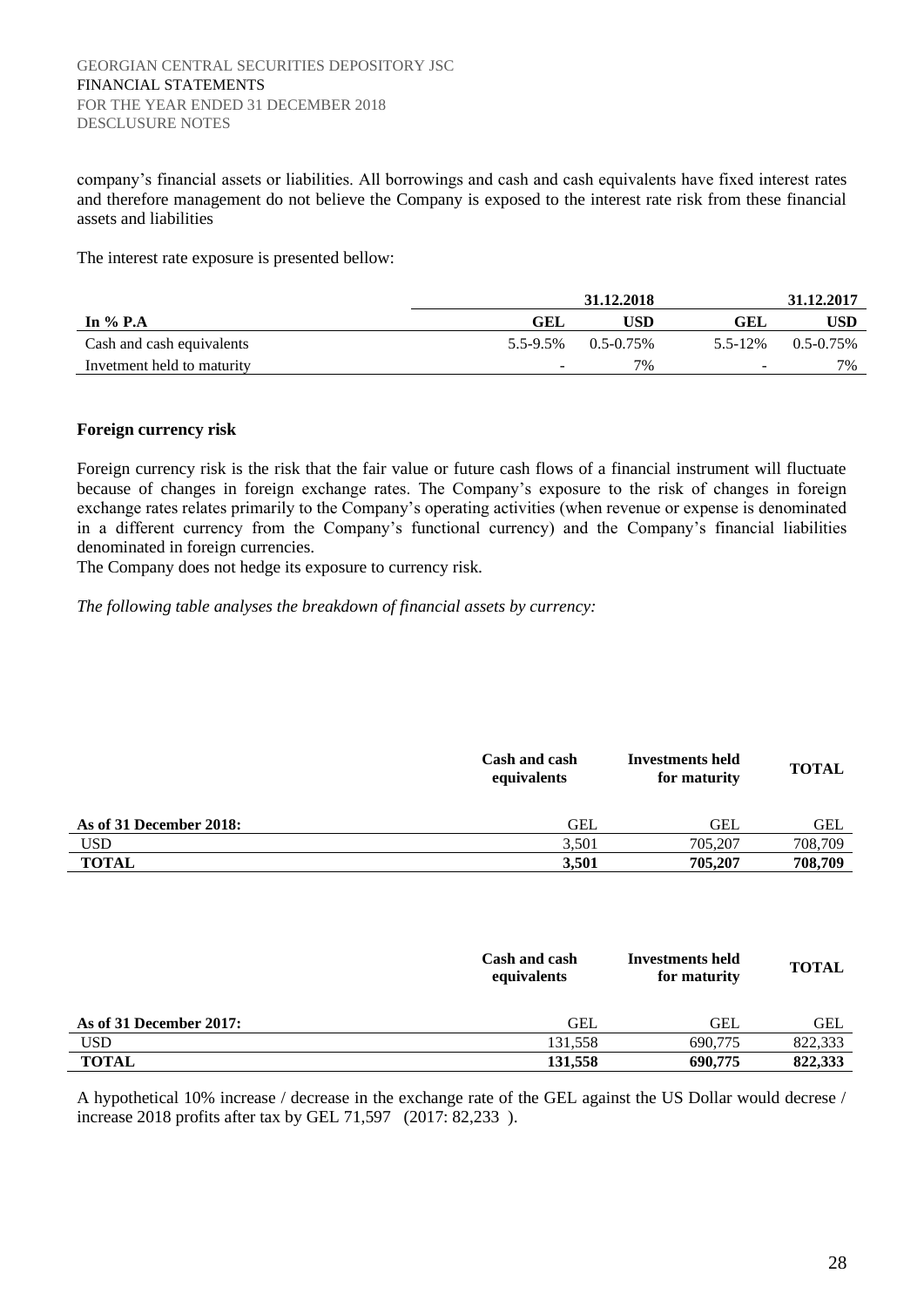company's financial assets or liabilities. All borrowings and cash and cash equivalents have fixed interest rates and therefore management do not believe the Company is exposed to the interest rate risk from these financial assets and liabilities

The interest rate exposure is presented bellow:

| | 31.12.2018 | | 31.12.2017 | |
|---|---|---|---|---|
| **In % P.A** | **GEL** | **USD** | **GEL** | **USD** |
| Cash and cash equivalents | 5.5-9.5% | 0.5-0.75% | 5.5-12% | 0.5-0.75% |
| Invetment held to maturity | - | 7% | - | 7% |

**Foreign currency risk**

Foreign currency risk is the risk that the fair value or future cash flows of a financial instrument will fluctuate because of changes in foreign exchange rates. The Company's exposure to the risk of changes in foreign exchange rates relates primarily to the Company's operating activities (when revenue or expense is denominated in a different currency from the Company's functional currency) and the Company's financial liabilities denominated in foreign currencies.

The Company does not hedge its exposure to currency risk.

*The following table analyses the breakdown of financial assets by currency:*

| | Cash and cash equivalents | Investments held for maturity | TOTAL |
|---|---|---|---|
| **As of 31 December 2018:** | GEL | GEL | GEL |
| USD | 3,501 | 705,207 | 708,709 |
| **TOTAL** | **3,501** | **705,207** | **708,709** |

| | Cash and cash equivalents | Investments held for maturity | TOTAL |
|---|---|---|---|
| **As of 31 December 2017:** | GEL | GEL | GEL |
| USD | 131,558 | 690,775 | 822,333 |
| **TOTAL** | **131,558** | **690,775** | **822,333** |

A hypothetical 10% increase / decrease in the exchange rate of the GEL against the US Dollar would decrese / increase 2018 profits after tax by GEL 71,597 (2017: 82,233 ).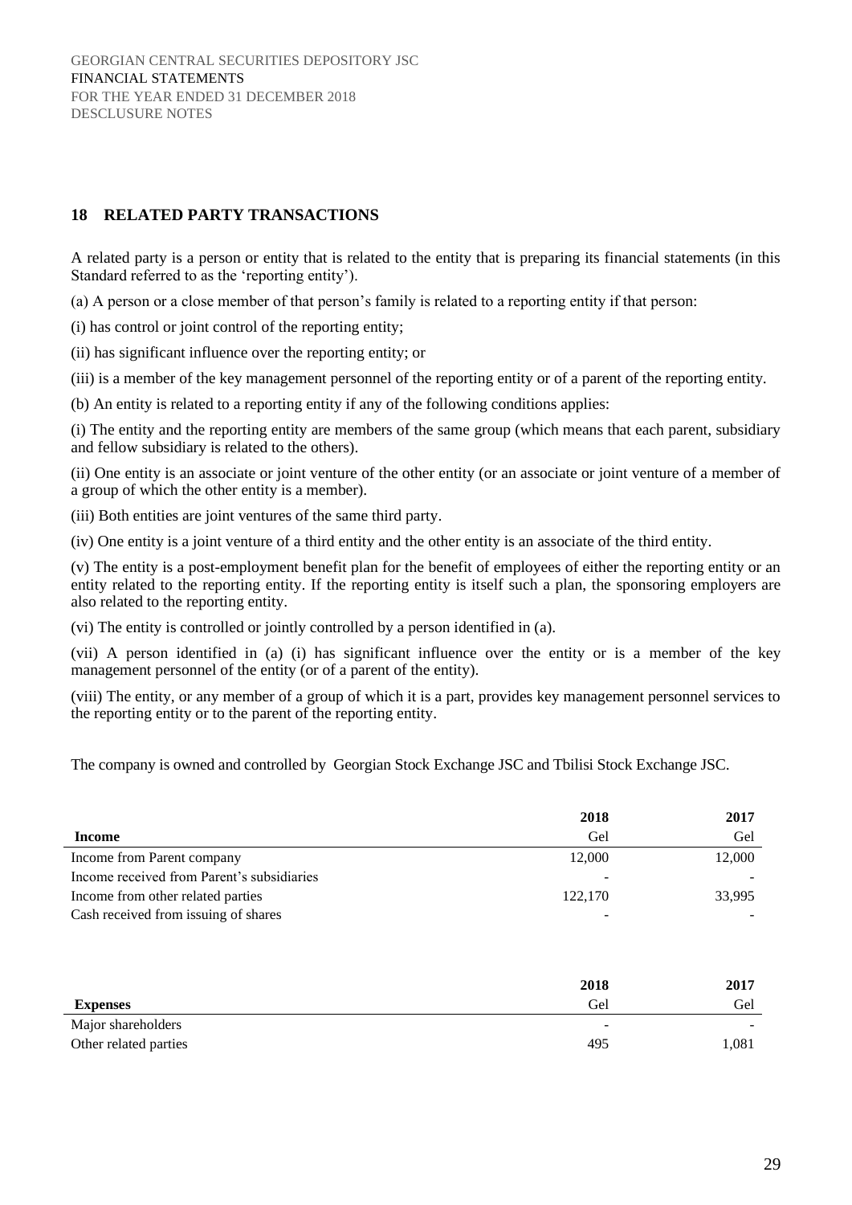## 18 RELATED PARTY TRANSACTIONS

A related party is a person or entity that is related to the entity that is preparing its financial statements (in this Standard referred to as the 'reporting entity').

(a) A person or a close member of that person's family is related to a reporting entity if that person:

(i) has control or joint control of the reporting entity;

(ii) has significant influence over the reporting entity; or

(iii) is a member of the key management personnel of the reporting entity or of a parent of the reporting entity.

(b) An entity is related to a reporting entity if any of the following conditions applies:

(i) The entity and the reporting entity are members of the same group (which means that each parent, subsidiary and fellow subsidiary is related to the others).

(ii) One entity is an associate or joint venture of the other entity (or an associate or joint venture of a member of a group of which the other entity is a member).

(iii) Both entities are joint ventures of the same third party.

(iv) One entity is a joint venture of a third entity and the other entity is an associate of the third entity.

(v) The entity is a post-employment benefit plan for the benefit of employees of either the reporting entity or an entity related to the reporting entity. If the reporting entity is itself such a plan, the sponsoring employers are also related to the reporting entity.

(vi) The entity is controlled or jointly controlled by a person identified in (a).

(vii) A person identified in (a) (i) has significant influence over the entity or is a member of the key management personnel of the entity (or of a parent of the entity).

(viii) The entity, or any member of a group of which it is a part, provides key management personnel services to the reporting entity or to the parent of the reporting entity.

The company is owned and controlled by Georgian Stock Exchange JSC and Tbilisi Stock Exchange JSC.

| | **2018** | **2017** |
|---|---|---|
| **Income** | Gel | Gel |
| Income from Parent company | 12,000 | 12,000 |
| Income received from Parent's subsidiaries | - | - |
| Income from other related parties | 122,170 | 33,995 |
| Cash received from issuing of shares | - | - |

| | **2018** | **2017** |
|---|---|---|
| **Expenses** | Gel | Gel |
| Major shareholders | - | - |
| Other related parties | 495 | 1,081 |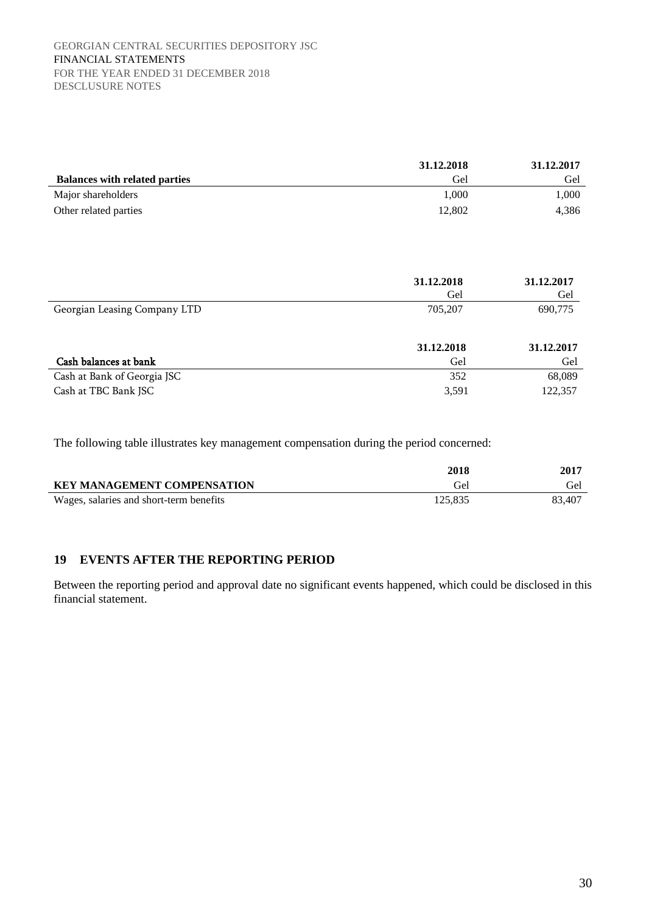| Balances with related parties | 31.12.2018<br>Gel | 31.12.2017<br>Gel |
|---|---|---|
| Major shareholders | 1,000 | 1,000 |
| Other related parties | 12,802 | 4,386 |

| | 31.12.2018<br>Gel | 31.12.2017<br>Gel |
|---|---|---|
| Georgian Leasing Company LTD | 705,207 | 690,775 |

| Cash balances at bank | 31.12.2018<br>Gel | 31.12.2017<br>Gel |
|---|---|---|
| Cash at Bank of Georgia JSC | 352 | 68,089 |
| Cash at TBC Bank JSC | 3,591 | 122,357 |

The following table illustrates key management compensation during the period concerned:

| KEY MANAGEMENT COMPENSATION | 2018<br>Gel | 2017<br>Gel |
|---|---|---|
| Wages, salaries and short-term benefits | 125,835 | 83,407 |

## 19 EVENTS AFTER THE REPORTING PERIOD

Between the reporting period and approval date no significant events happened, which could be disclosed in this financial statement.